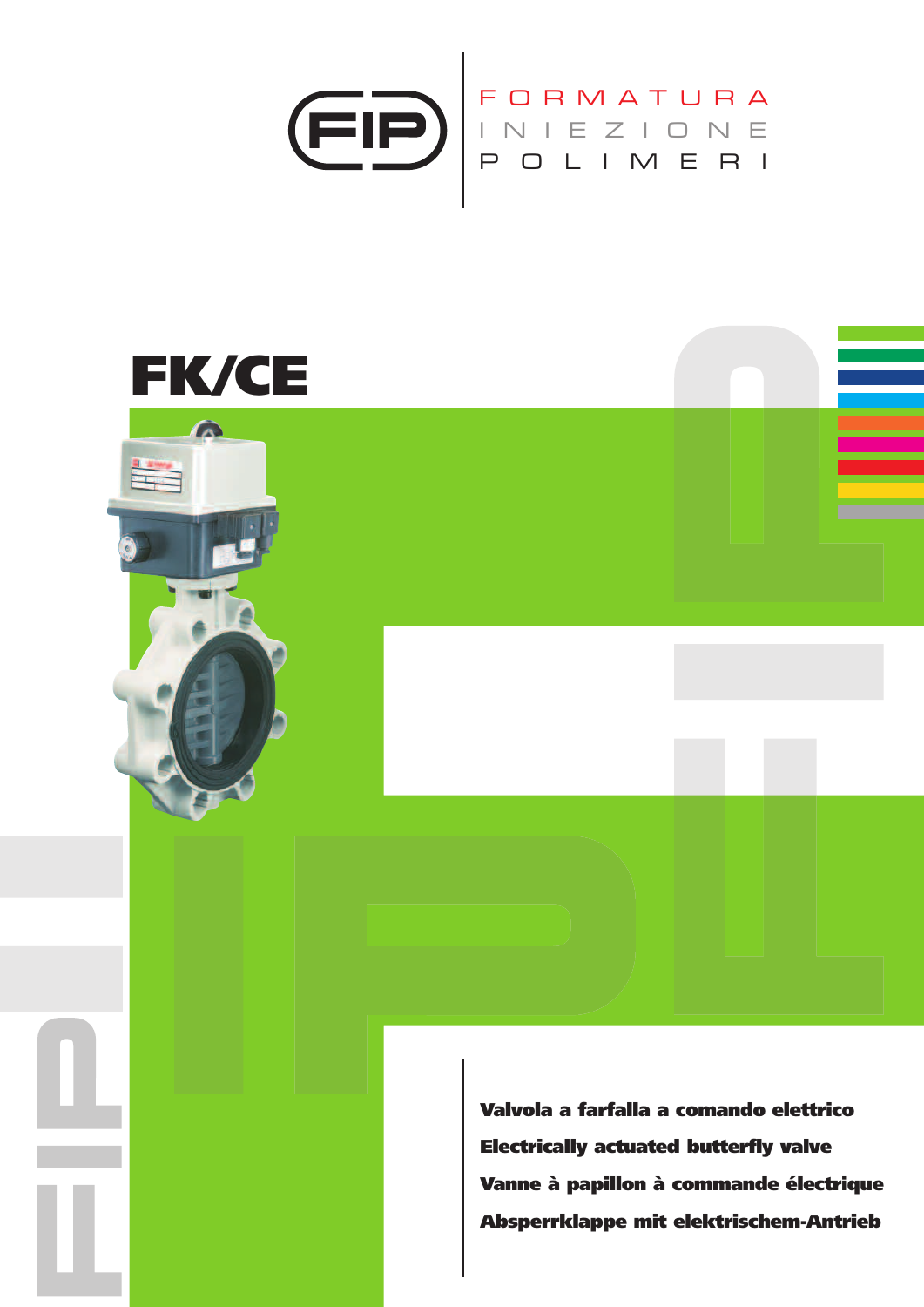FIP

FORMATURA
INIEZIONE
POLIMERI

# FK/CE

**Valvola a farfalla a comando elettrico**

**Electrically actuated butterfly valve**

**Vanne à papillon à commande électrique**

**Absperrklappe mit elektrischem-Antrieb**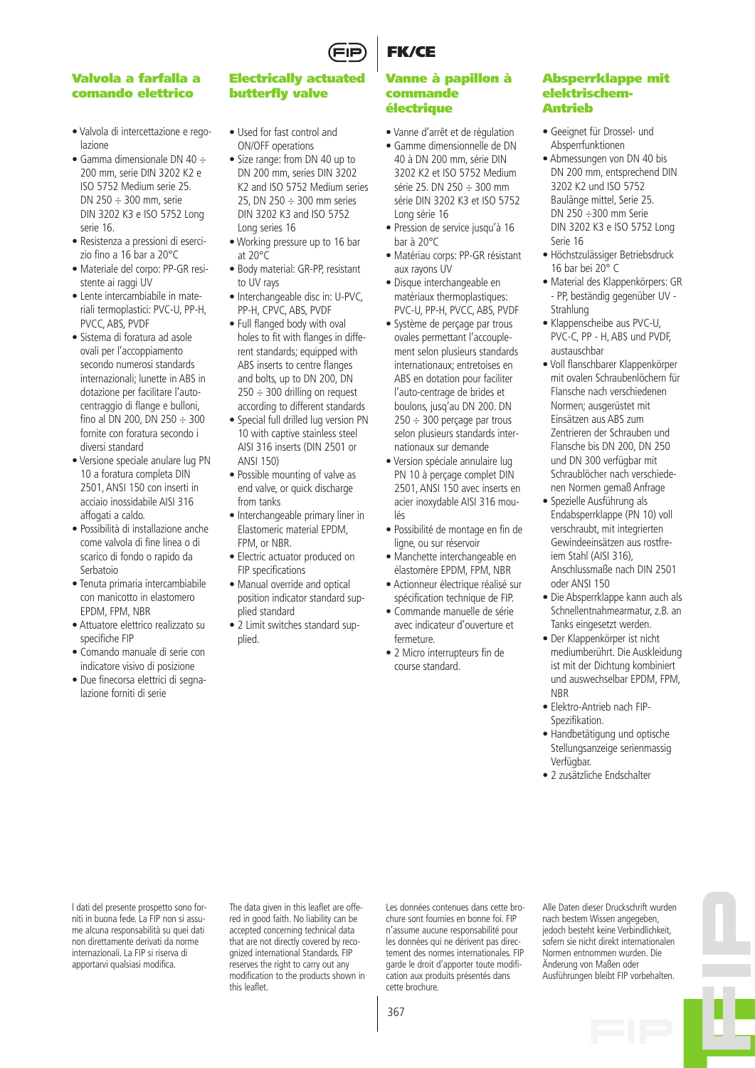# FK/CE

## Valvola a farfalla a comando elettrico

- Valvola di intercettazione e regolazione
- Gamma dimensionale DN 40 ÷ 200 mm, serie DIN 3202 K2 e ISO 5752 Medium serie 25. DN 250 ÷ 300 mm, serie DIN 3202 K3 e ISO 5752 Long serie 16.
- Resistenza a pressioni di esercizio fino a 16 bar a 20°C
- Materiale del corpo: PP-GR resistente ai raggi UV
- Lente intercambiabile in materiali termoplastici: PVC-U, PP-H, PVCC, ABS, PVDF
- Sistema di foratura ad asole ovali per l'accoppiamento secondo numerosi standards internazionali; lunette in ABS in dotazione per facilitare l'autocentraggio di flange e bulloni, fino al DN 200, DN 250 ÷ 300 fornite con foratura secondo i diversi standard
- Versione speciale anulare lug PN 10 a foratura completa DIN 2501, ANSI 150 con inserti in acciaio inossidabile AISI 316 affogati a caldo.
- Possibilità di installazione anche come valvola di fine linea o di scarico di fondo o rapido da Serbatoio
- Tenuta primaria intercambiabile con manicotto in elastomero EPDM, FPM, NBR
- Attuatore elettrico realizzato su specifiche FIP
- Comando manuale di serie con indicatore visivo di posizione
- Due finecorsa elettrici di segnalazione forniti di serie

## Electrically actuated butterfly valve

- Used for fast control and ON/OFF operations
- Size range: from DN 40 up to DN 200 mm, series DIN 3202 K2 and ISO 5752 Medium series 25, DN 250 ÷ 300 mm series DIN 3202 K3 and ISO 5752 Long series 16
- Working pressure up to 16 bar at 20°C
- Body material: GR-PP, resistant to UV rays
- Interchangeable disc in: U-PVC, PP-H, CPVC, ABS, PVDF
- Full flanged body with oval holes to fit with flanges in different standards; equipped with ABS inserts to centre flanges and bolts, up to DN 200, DN 250 ÷ 300 drilling on request according to different standards
- Special full drilled lug version PN 10 with captive stainless steel AISI 316 inserts (DIN 2501 or ANSI 150)
- Possible mounting of valve as end valve, or quick discharge from tanks
- Interchangeable primary liner in Elastomeric material EPDM, FPM, or NBR.
- Electric actuator produced on FIP specifications
- Manual override and optical position indicator standard supplied standard
- 2 Limit switches standard supplied.

## Vanne à papillon à commande électrique

- Vanne d'arrêt et de régulation
- Gamme dimensionnelle de DN 40 à DN 200 mm, série DIN 3202 K2 et ISO 5752 Medium série 25. DN 250 ÷ 300 mm série DIN 3202 K3 et ISO 5752 Long série 16
- Pression de service jusqu'à 16 bar à 20°C
- Matériau corps: PP-GR résistant aux rayons UV
- Disque interchangeable en matériaux thermoplastiques: PVC-U, PP-H, PVCC, ABS, PVDF
- Système de perçage par trous ovales permettant l'accouplement selon plusieurs standards internationaux; entretoises en ABS en dotation pour faciliter l'auto-centrage de brides et boulons, jusqu'au DN 200. DN 250 ÷ 300 perçage par trous selon plusieurs standards internationaux sur demande
- Version spéciale annulaire lug PN 10 à perçage complet DIN 2501, ANSI 150 avec inserts en acier inoxydable AISI 316 moulés
- Possibilité de montage en fin de ligne, ou sur réservoir
- Manchette interchangeable en élastomère EPDM, FPM, NBR
- Actionneur électrique réalisé sur spécification technique de FIP.
- Commande manuelle de série avec indicateur d'ouverture et fermeture.
- 2 Micro interrupteurs fin de course standard.

## Absperrklappe mit elektrischem-Antrieb

- Geeignet für Drossel- und Absperrfunktionen
- Abmessungen von DN 40 bis DN 200 mm, entsprechend DIN 3202 K2 und ISO 5752 Baulänge mittel, Serie 25. DN 250 ÷300 mm Serie DIN 3202 K3 e ISO 5752 Long Serie 16
- Höchstzulässiger Betriebsdruck 16 bar bei 20° C
- Material des Klappenkörpers: GR - PP, beständig gegenüber UV - Strahlung
- Klappenscheibe aus PVC-U, PVC-C, PP - H, ABS und PVDF, austauschbar
- Voll flanschbarer Klappenkörper mit ovalen Schraubenlöchern für Flansche nach verschiedenen Normen; ausgerüstet mit Einsätzen aus ABS zum Zentrieren der Schrauben und Flansche bis DN 200, DN 250 und DN 300 verfügbar mit Schraublöcher nach verschiedenen Normen gemaß Anfrage
- Spezielle Ausführung als Endabsperrklappe (PN 10) voll verschraubt, mit integrierten Gewindeeinsätzen aus rostfreiem Stahl (AISI 316), Anschlussmaße nach DIN 2501 oder ANSI 150
- Die Absperrklappe kann auch als Schnellentnahmearmatur, z.B. an Tanks eingesetzt werden.
- Der Klappenkörper ist nicht mediumberührt. Die Auskleidung ist mit der Dichtung kombiniert und auswechselbar EPDM, FPM, NBR
- Elektro-Antrieb nach FIP-Spezifikation.
- Handbetätigung und optische Stellungsanzeige serienmassig Verfügbar.
- 2 zusätzliche Endschalter

I dati del presente prospetto sono forniti in buona fede. La FIP non si assume alcuna responsabilità su quei dati non direttamente derivati da norme internazionali. La FIP si riserva di apportarvi qualsiasi modifica.

The data given in this leaflet are offered in good faith. No liability can be accepted concerning technical data that are not directly covered by recognized international Standards. FIP reserves the right to carry out any modification to the products shown in this leaflet.

Les données contenues dans cette brochure sont fournies en bonne foi. FIP n'assume aucune responsabilité pour les données qui ne dérivent pas directement des normes internationales. FIP garde le droit d'apporter toute modification aux produits présentés dans cette brochure.

Alle Daten dieser Druckschrift wurden nach bestem Wissen angegeben, jedoch besteht keine Verbindlichkeit, sofern sie nicht direkt internationalen Normen entnommen wurden. Die Änderung von Maßen oder Ausführungen bleibt FIP vorbehalten.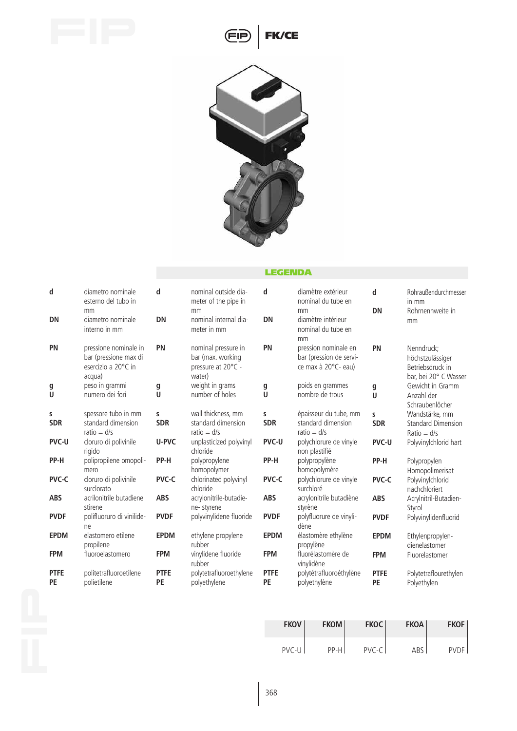# FK/CE

## LEGENDA

| | Italiano | | English | | Français | | Deutsch |
|---|---|---|---|---|---|---|---|
| **d** | diametro nominale esterno del tubo in mm | **d** | nominal outside diameter of the pipe in mm | **d** | diamètre extérieur nominal du tube en mm | **d** | Rohraußendurchmesser in mm |
| **DN** | diametro nominale interno in mm | **DN** | nominal internal diameter in mm | **DN** | diamètre intérieur nominal du tube en mm | **DN** | Rohrnennweite in mm |
| **PN** | pressione nominale in bar (pressione max di esercizio a 20°C in acqua) | **PN** | nominal pressure in bar (max. working pressure at 20°C - water) | **PN** | pression nominale en bar (pression de service max à 20°C- eau) | **PN** | Nenndruck; höchstzulässiger Betriebsdruck in bar, bei 20° C Wasser |
| **g** | peso in grammi | **g** | weight in grams | **g** | poids en grammes | **g** | Gewicht in Gramm |
| **U** | numero dei fori | **U** | number of holes | **U** | nombre de trous | **U** | Anzahl der Schraubenlöcher |
| **s** | spessore tubo in mm | **s** | wall thickness, mm | **s** | épaisseur du tube, mm | **s** | Wandstärke, mm |
| **SDR** | standard dimension ratio = d/s | **SDR** | standard dimension ratio = d/s | **SDR** | standard dimension ratio = d/s | **SDR** | Standard Dimension Ratio = d/s |
| **PVC-U** | cloruro di polivinile rigido | **U-PVC** | unplasticized polyvinyl chloride | **PVC-U** | polychlorure de vinyle non plastifié | **PVC-U** | Polyvinylchlorid hart |
| **PP-H** | polipropilene omopolimero | **PP-H** | polypropylene homopolymer | **PP-H** | polypropylène homopolymère | **PP-H** | Polypropylen Homopolimerisat |
| **PVC-C** | cloruro di polivinile surclorato | **PVC-C** | chlorinated polyvinyl chloride | **PVC-C** | polychlorure de vinyle surchloré | **PVC-C** | Polyvinylchlorid nachchloriert |
| **ABS** | acrilonitrile butadiene stirene | **ABS** | acrylonitrile-butadiene- styrene | **ABS** | acrylonitrile butadiène styrène | **ABS** | Acrylnitril-Butadien-Styrol |
| **PVDF** | polifluoruro di vinilidene | **PVDF** | polyvinylidene fluoride | **PVDF** | polyfluorure de vinylidène | **PVDF** | Polyvinylidenfluorid |
| **EPDM** | elastomero etilene propilene | **EPDM** | ethylene propylene rubber | **EPDM** | élastomère ethylène propylène | **EPDM** | Ethylenpropylen-dienelastomer |
| **FPM** | fluoroelastomero | **FPM** | vinylidene fluoride rubber | **FPM** | fluorélastomère de vinylidène | **FPM** | Fluorelastomer |
| **PTFE** | politetrafluoroetilene | **PTFE** | polytetrafluoroethylene | **PTFE** | polytétrafluoroéthylène | **PTFE** | Polytetrafluorethylen |
| **PE** | polietilene | **PE** | polyethylene | **PE** | polyethylène | **PE** | Polyethylen |

| FKOV | FKOM | FKOC | FKOA | FKOF |
|---|---|---|---|---|
| PVC-U | PP-H | PVC-C | ABS | PVDF |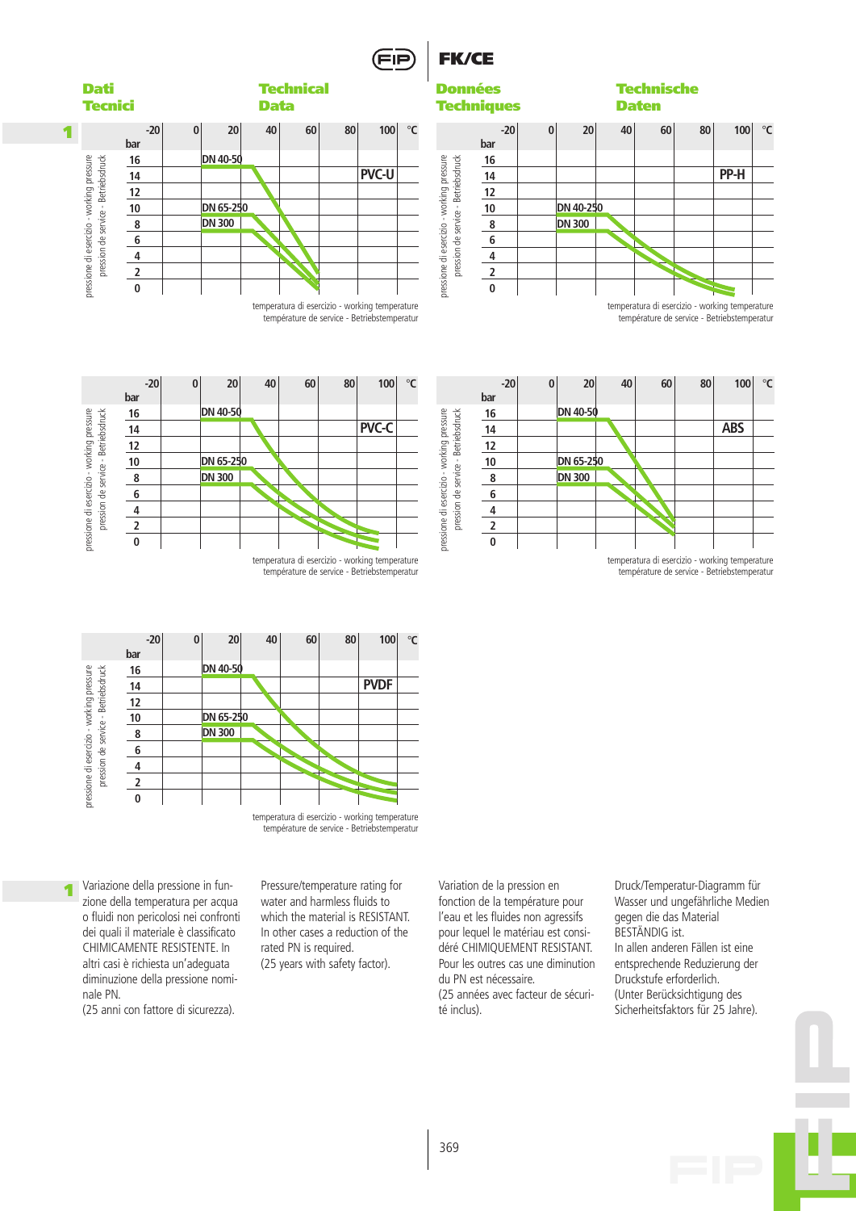# Dati Tecnici / Technical Data / Données Techniques / Technische Daten

**1**

**PVC-U**

pressione di esercizio - working pressure / pression de service - Betriebsdruck (bar): 16, 14, 12, 10, 8, 6, 4, 2, 0

-20, 0, 20, 40, 60, 80, 100 °C

DN 40-50
DN 65-250
DN 300

temperatura di esercizio - working temperature
température de service - Betriebstemperatur

**PP-H**

pressione di esercizio - working pressure / pression de service - Betriebsdruck (bar): 16, 14, 12, 10, 8, 6, 4, 2, 0

-20, 0, 20, 40, 60, 80, 100 °C

DN 40-250
DN 300

temperatura di esercizio - working temperature
température de service - Betriebstemperatur

**PVC-C**

pressione di esercizio - working pressure / pression de service - Betriebsdruck (bar): 16, 14, 12, 10, 8, 6, 4, 2, 0

-20, 0, 20, 40, 60, 80, 100 °C

DN 40-50
DN 65-250
DN 300

temperatura di esercizio - working temperature
température de service - Betriebstemperatur

**ABS**

pressione di esercizio - working pressure / pression de service - Betriebsdruck (bar): 16, 14, 12, 10, 8, 6, 4, 2, 0

-20, 0, 20, 40, 60, 80, 100 °C

DN 40-50
DN 65-250
DN 300

temperatura di esercizio - working temperature
température de service - Betriebstemperatur

**PVDF**

pressione di esercizio - working pressure / pression de service - Betriebsdruck (bar): 16, 14, 12, 10, 8, 6, 4, 2, 0

-20, 0, 20, 40, 60, 80, 100 °C

DN 40-50
DN 65-250
DN 300

temperatura di esercizio - working temperature
température de service - Betriebstemperatur

**1**

Variazione della pressione in funzione della temperatura per acqua o fluidi non pericolosi nei confronti dei quali il materiale è classificato CHIMICAMENTE RESISTENTE. In altri casi è richiesta un'adeguata diminuzione della pressione nominale PN.
(25 anni con fattore di sicurezza).

Pressure/temperature rating for water and harmless fluids to which the material is RESISTANT. In other cases a reduction of the rated PN is required.
(25 years with safety factor).

Variation de la pression en fonction de la température pour l'eau et les fluides non agressifs pour lequel le matériau est considéré CHIMIQUEMENT RESISTANT. Pour les outres cas une diminution du PN est nécessaire.
(25 années avec facteur de sécurité inclus).

Druck/Temperatur-Diagramm für Wasser und ungefährliche Medien gegen die das Material BESTÄNDIG ist.
In allen anderen Fällen ist eine entsprechende Reduzierung der Druckstufe erforderlich.
(Unter Berücksichtigung des Sicherheitsfaktors für 25 Jahre).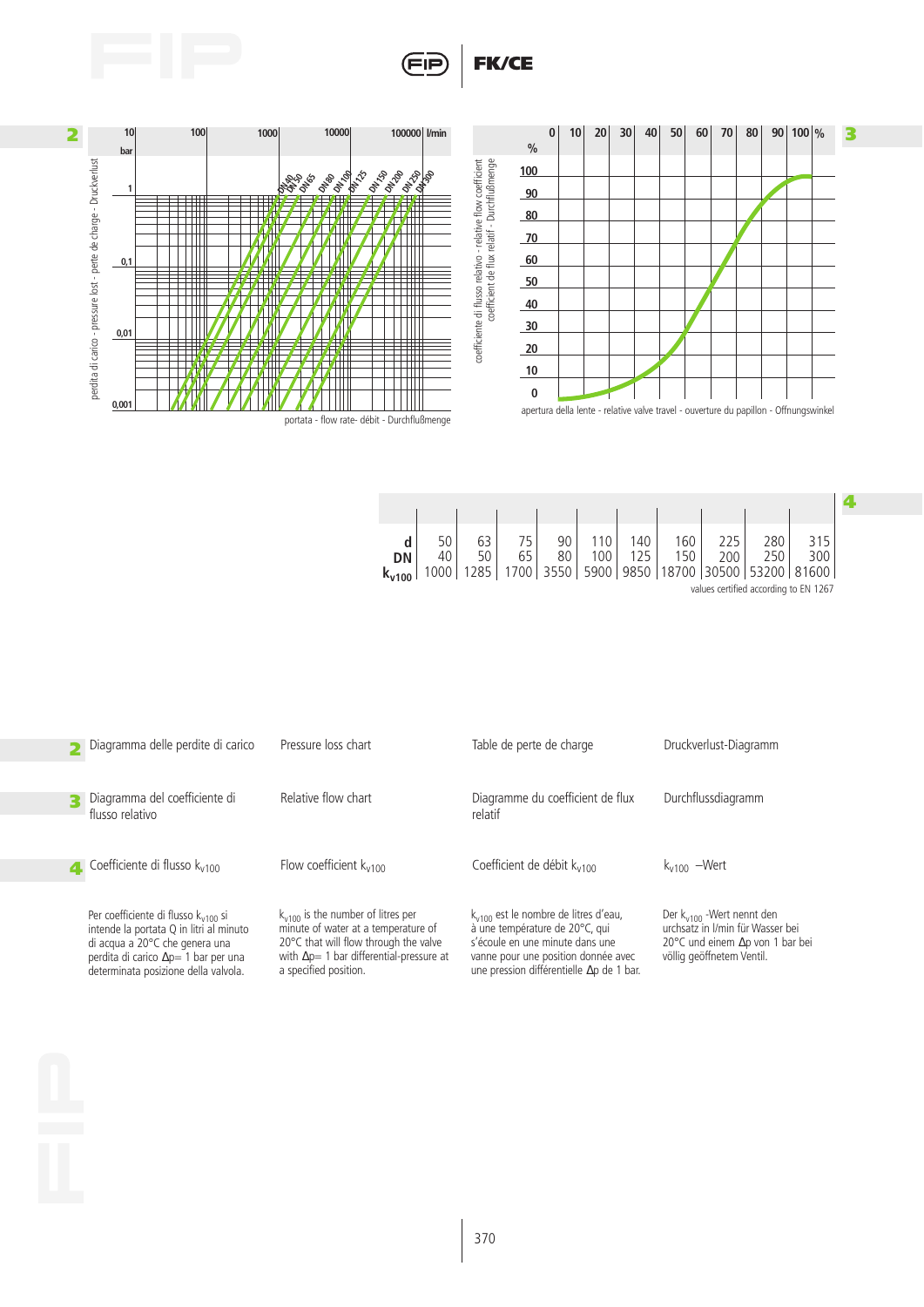**2**

perdita di carico - pressure lost - perte de charge - Druckverlust

bar: 10, 1, 0,1, 0,01, 0,001

l/min: 10, 100, 1000, 10000, 100000

DN40, DN50, DN65, DN80, DN100, DN125, DN150, DN200, DN250, DN300

portata - flow rate- débit - Durchflußmenge

**3**

coefficiente di flusso relativo - relative flow coefficient - coefficient de flux relatif - Durchflußmenge

%: 0, 10, 20, 30, 40, 50, 60, 70, 80, 90, 100

apertura della lente - relative valve travel - ouverture du papillon - Öffnungswinkel

**4**

| d | 50 | 63 | 75 | 90 | 110 | 140 | 160 | 225 | 280 | 315 |
|---|---|---|---|---|---|---|---|---|---|---|
| DN | 40 | 50 | 65 | 80 | 100 | 125 | 150 | 200 | 250 | 300 |
| $k_{v100}$ | 1000 | 1285 | 1700 | 3550 | 5900 | 9850 | 18700 | 30500 | 53200 | 81600 |

values certified according to EN 1267

**2** Diagramma delle perdite di carico — Pressure loss chart — Table de perte de charge — Druckverlust-Diagramm

**3** Diagramma del coefficiente di flusso relativo — Relative flow chart — Diagramme du coefficient de flux relatif — Durchflussdiagramm

**4** Coefficiente di flusso $k_{v100}$ — Flow coefficient $k_{v100}$ — Coefficient de débit $k_{v100}$ — $k_{v100}$ –Wert

Per coefficiente di flusso $k_{v100}$ si intende la portata Q in litri al minuto di acqua a 20°C che genera una perdita di carico $\Delta p$= 1 bar per una determinata posizione della valvola.

$k_{v100}$ is the number of litres per minute of water at a temperature of 20°C that will flow through the valve with $\Delta p$= 1 bar differential-pressure at a specified position.

$k_{v100}$ est le nombre de litres d'eau, à une température de 20°C, qui s'écoule en une minute dans une vanne pour une position donnée avec une pression différentielle $\Delta p$ de 1 bar.

Der $k_{v100}$ -Wert nennt den urchsatz in l/min für Wasser bei 20°C und einem $\Delta p$ von 1 bar bei völlig geöffnetem Ventil.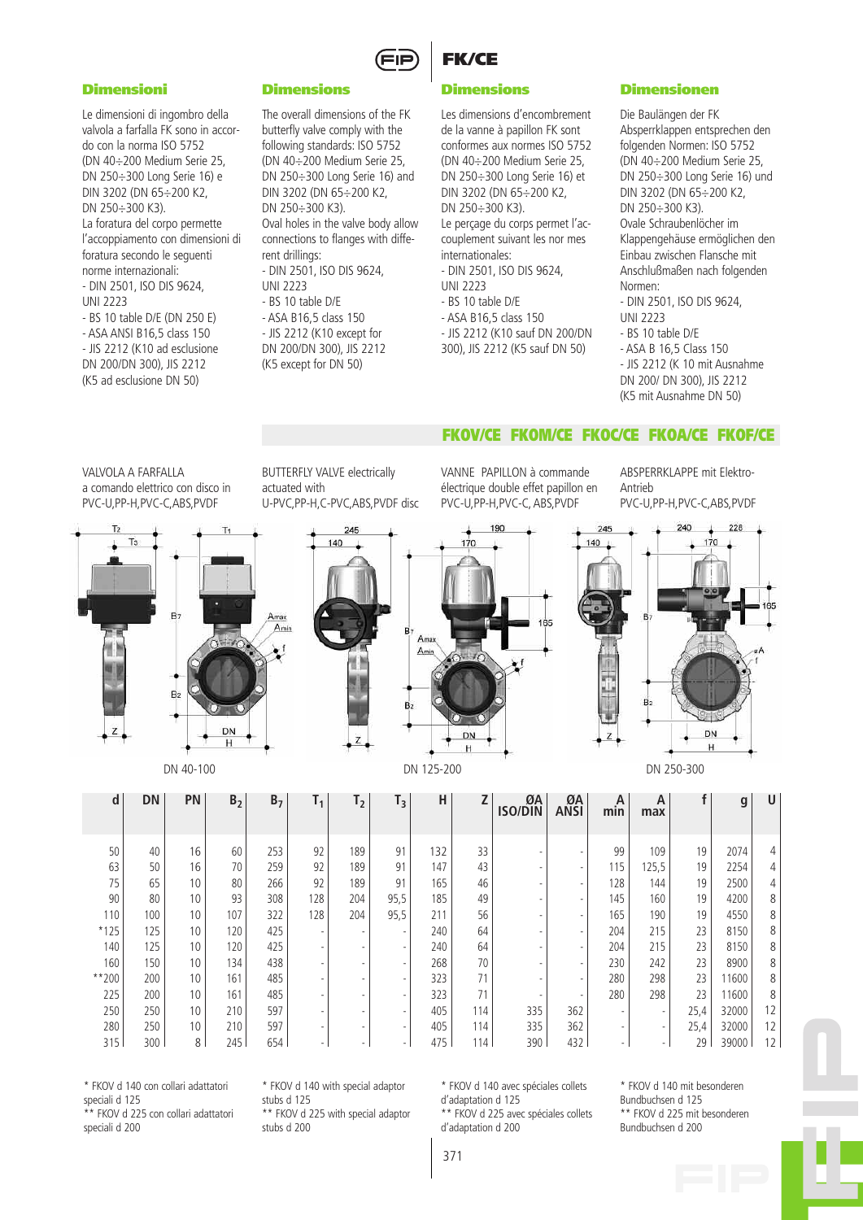## Dimensioni

Le dimensioni di ingombro della valvola a farfalla FK sono in accordo con la norma ISO 5752 (DN 40÷200 Medium Serie 25, DN 250÷300 Long Serie 16) e DIN 3202 (DN 65÷200 K2, DN 250÷300 K3).
La foratura del corpo permette l'accoppiamento con dimensioni di foratura secondo le seguenti norme internazionali:
- DIN 2501, ISO DIS 9624, UNI 2223
- BS 10 table D/E (DN 250 E)
- ASA ANSI B16,5 class 150
- JIS 2212 (K10 ad esclusione DN 200/DN 300), JIS 2212 (K5 ad esclusione DN 50)

## Dimensions

The overall dimensions of the FK butterfly valve comply with the following standards: ISO 5752 (DN 40÷200 Medium Serie 25, DN 250÷300 Long Serie 16) and DIN 3202 (DN 65÷200 K2, DN 250÷300 K3).
Oval holes in the valve body allow connections to flanges with different drillings:
- DIN 2501, ISO DIS 9624, UNI 2223
- BS 10 table D/E
- ASA B16,5 class 150
- JIS 2212 (K10 except for DN 200/DN 300), JIS 2212 (K5 except for DN 50)

## Dimensions

Les dimensions d'encombrement de la vanne à papillon FK sont conformes aux normes ISO 5752 (DN 40÷200 Medium Serie 25, DN 250÷300 Long Serie 16) et DIN 3202 (DN 65÷200 K2, DN 250÷300 K3).
Le perçage du corps permet l'accouplement suivant les nor mes internationales:
- DIN 2501, ISO DIS 9624, UNI 2223
- BS 10 table D/E
- ASA B16,5 class 150
- JIS 2212 (K10 sauf DN 200/DN 300), JIS 2212 (K5 sauf DN 50)

## Dimensionen

Die Baulängen der FK Absperrklappen entsprechen den folgenden Normen: ISO 5752 (DN 40÷200 Medium Serie 25, DN 250÷300 Long Serie 16) und DIN 3202 (DN 65÷200 K2, DN 250÷300 K3).
Ovale Schraubenlöcher im Klappengehäuse ermöglichen den Einbau zwischen Flansche mit Anschlußmaßen nach folgenden Normen:
- DIN 2501, ISO DIS 9624, UNI 2223
- BS 10 table D/E
- ASA B 16,5 Class 150
- JIS 2212 (K 10 mit Ausnahme DN 200/ DN 300), JIS 2212 (K5 mit Ausnahme DN 50)

## FKOV/CE FKOM/CE FKOC/CE FKOA/CE FKOF/CE

VALVOLA A FARFALLA a comando elettrico con disco in PVC-U,PP-H,PVC-C,ABS,PVDF

BUTTERFLY VALVE electrically actuated with U-PVC,PP-H,C-PVC,ABS,PVDF disc

VANNE PAPILLON à commande électrique double effet papillon en PVC-U,PP-H,PVC-C, ABS,PVDF

ABSPERRKLAPPE mit Elektro-Antrieb PVC-U,PP-H,PVC-C,ABS,PVDF

DN 40-100 DN 125-200 DN 250-300

| d | DN | PN | $B_2$ | $B_7$ | $T_1$ | $T_2$ | $T_3$ | H | Z | ØA ISO/DIN | ØA ANSI | A min | A max | f | g | U |
|---|---|---|---|---|---|---|---|---|---|---|---|---|---|---|---|---|
| 50 | 40 | 16 | 60 | 253 | 92 | 189 | 91 | 132 | 33 | - | - | 99 | 109 | 19 | 2074 | 4 |
| 63 | 50 | 16 | 70 | 259 | 92 | 189 | 91 | 147 | 43 | - | - | 115 | 125,5 | 19 | 2254 | 4 |
| 75 | 65 | 10 | 80 | 266 | 92 | 189 | 91 | 165 | 46 | - | - | 128 | 144 | 19 | 2500 | 4 |
| 90 | 80 | 10 | 93 | 308 | 128 | 204 | 95,5 | 185 | 49 | - | - | 145 | 160 | 19 | 4200 | 8 |
| 110 | 100 | 10 | 107 | 322 | 128 | 204 | 95,5 | 211 | 56 | - | - | 165 | 190 | 19 | 4550 | 8 |
| *125 | 125 | 10 | 120 | 425 | - | - | - | 240 | 64 | - | - | 204 | 215 | 23 | 8150 | 8 |
| 140 | 125 | 10 | 120 | 425 | - | - | - | 240 | 64 | - | - | 204 | 215 | 23 | 8150 | 8 |
| 160 | 150 | 10 | 134 | 438 | - | - | - | 268 | 70 | - | - | 230 | 242 | 23 | 8900 | 8 |
| **200 | 200 | 10 | 161 | 485 | - | - | - | 323 | 71 | - | - | 280 | 298 | 23 | 11600 | 8 |
| 225 | 200 | 10 | 161 | 485 | - | - | - | 323 | 71 | - | - | 280 | 298 | 23 | 11600 | 8 |
| 250 | 250 | 10 | 210 | 597 | - | - | - | 405 | 114 | 335 | 362 | - | - | 25,4 | 32000 | 12 |
| 280 | 250 | 10 | 210 | 597 | - | - | - | 405 | 114 | 335 | 362 | - | - | 25,4 | 32000 | 12 |
| 315 | 300 | 8 | 245 | 654 | - | - | - | 475 | 114 | 390 | 432 | - | - | 29 | 39000 | 12 |

\* FKOV d 140 con collari adattatori speciali d 125
\** FKOV d 225 con collari adattatori speciali d 200

\* FKOV d 140 with special adaptor stubs d 125
\** FKOV d 225 with special adaptor stubs d 200

\* FKOV d 140 avec spéciales collets d'adaptation d 125
\** FKOV d 225 avec spéciales collets d'adaptation d 200

\* FKOV d 140 mit besonderen Bundbuchsen d 125
\** FKOV d 225 mit besonderen Bundbuchsen d 200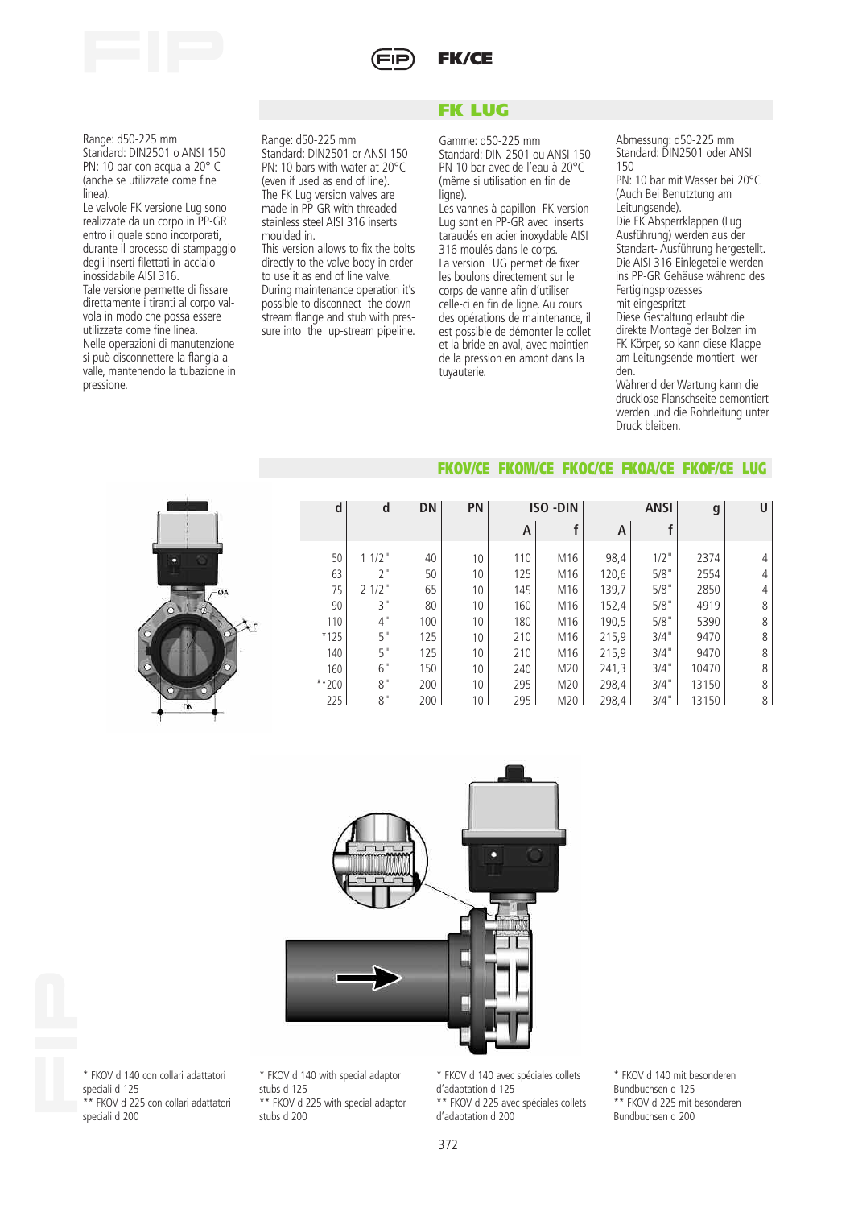# FK LUG

Range: d50-225 mm
Standard: DIN2501 o ANSI 150
PN: 10 bar con acqua a 20° C (anche se utilizzate come fine linea).
Le valvole FK versione Lug sono realizzate da un corpo in PP-GR entro il quale sono incorporati, durante il processo di stampaggio degli inserti filettati in acciaio inossidabile AISI 316.
Tale versione permette di fissare direttamente i tiranti al corpo valvola in modo che possa essere utilizzata come fine linea.
Nelle operazioni di manutenzione si può disconnettere la flangia a valle, mantenendo la tubazione in pressione.

Range: d50-225 mm
Standard: DIN2501 or ANSI 150
PN: 10 bars with water at 20°C (even if used as end of line).
The FK Lug version valves are made in PP-GR with threaded stainless steel AISI 316 inserts moulded in.
This version allows to fix the bolts directly to the valve body in order to use it as end of line valve.
During maintenance operation it's possible to disconnect the downstream flange and stub with pressure into the up-stream pipeline.

Gamme: d50-225 mm
Standard: DIN 2501 ou ANSI 150
PN 10 bar avec de l'eau à 20°C (même si utilisation en fin de ligne).
Les vannes à papillon FK version Lug sont en PP-GR avec inserts taraudés en acier inoxydable AISI 316 moulés dans le corps.
La version LUG permet de fixer les boulons directement sur le corps de vanne afin d'utiliser celle-ci en fin de ligne. Au cours des opérations de maintenance, il est possible de démonter le collet et la bride en aval, avec maintien de la pression en amont dans la tuyauterie.

Abmessung: d50-225 mm
Standard: DIN2501 oder ANSI 150
PN: 10 bar mit Wasser bei 20°C (Auch Bei Benutztung am Leitungsende).
Die FK Absperrklappen (Lug Ausführung) werden aus der Standart- Ausführung hergestellt. Die AISI 316 Einlegeteile werden ins PP-GR Gehäuse während des Fertigingsprozesses mit eingespritzt
Diese Gestaltung erlaubt die direkte Montage der Bolzen im FK Körper, so kann diese Klappe am Leitungsende montiert werden.
Während der Wartung kann die drucklose Flanschseite demontiert werden und die Rohrleitung unter Druck bleiben.

## FKOV/CE FKOM/CE FKOC/CE FKOA/CE FKOF/CE LUG

| d | d | DN | PN | ISO -DIN | | ANSI | | g | U |
|---|---|---|---|---|---|---|---|---|---|
| | | | | A | f | A | f | | |
| 50 | 1 1/2" | 40 | 10 | 110 | M16 | 98,4 | 1/2" | 2374 | 4 |
| 63 | 2" | 50 | 10 | 125 | M16 | 120,6 | 5/8" | 2554 | 4 |
| 75 | 2 1/2" | 65 | 10 | 145 | M16 | 139,7 | 5/8" | 2850 | 4 |
| 90 | 3" | 80 | 10 | 160 | M16 | 152,4 | 5/8" | 4919 | 8 |
| 110 | 4" | 100 | 10 | 180 | M16 | 190,5 | 5/8" | 5390 | 8 |
| *125 | 5" | 125 | 10 | 210 | M16 | 215,9 | 3/4" | 9470 | 8 |
| 140 | 5" | 125 | 10 | 210 | M16 | 215,9 | 3/4" | 9470 | 8 |
| 160 | 6" | 150 | 10 | 240 | M20 | 241,3 | 3/4" | 10470 | 8 |
| **200 | 8" | 200 | 10 | 295 | M20 | 298,4 | 3/4" | 13150 | 8 |
| 225 | 8" | 200 | 10 | 295 | M20 | 298,4 | 3/4" | 13150 | 8 |

* FKOV d 140 con collari adattatori speciali d 125
** FKOV d 225 con collari adattatori speciali d 200

* FKOV d 140 with special adaptor stubs d 125
** FKOV d 225 with special adaptor stubs d 200

* FKOV d 140 avec spéciales collets d'adaptation d 125
** FKOV d 225 avec spéciales collets d'adaptation d 200

* FKOV d 140 mit besonderen Bundbuchsen d 125
** FKOV d 225 mit besonderen Bundbuchsen d 200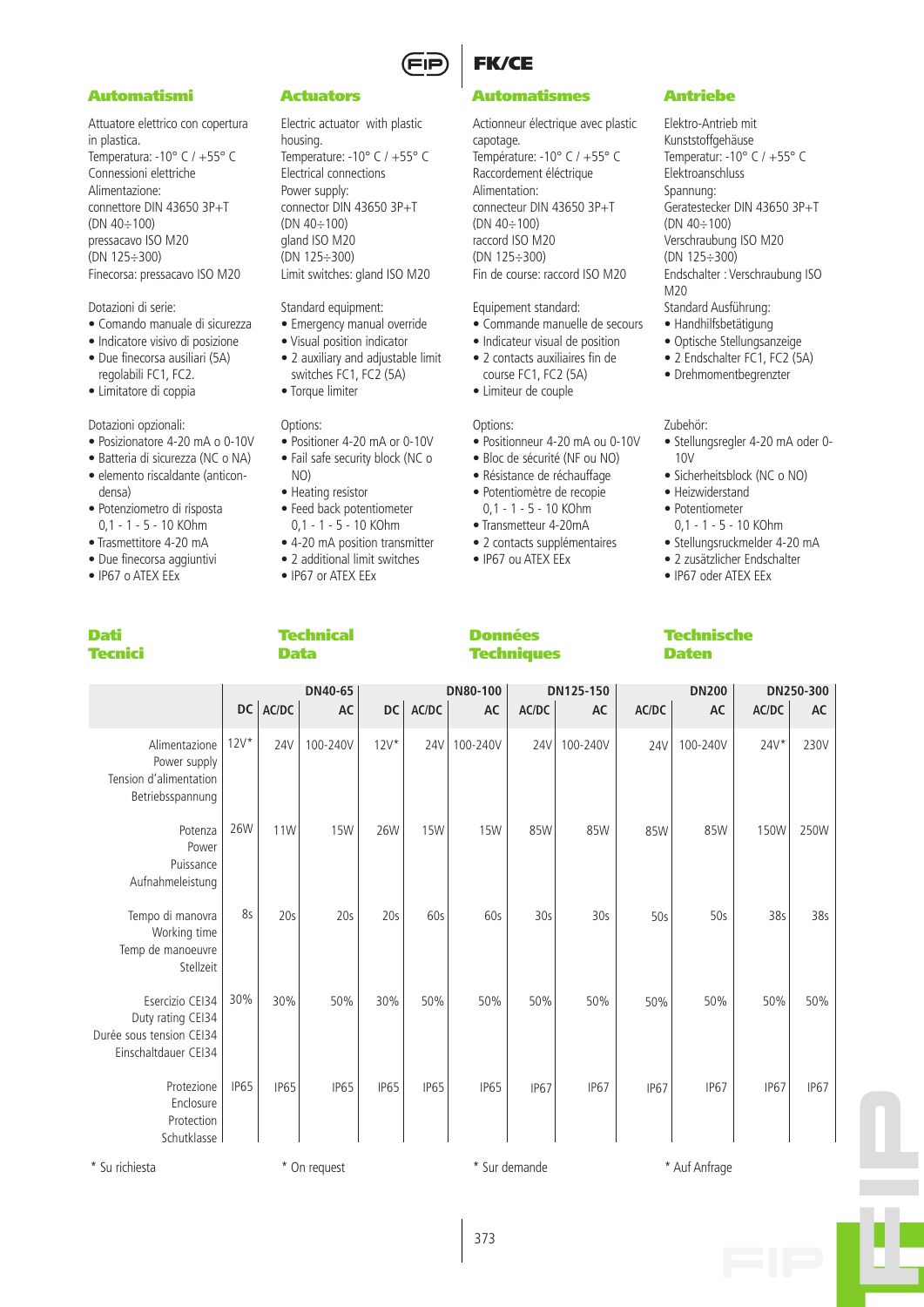# FK/CE

## Automatismi

Attuatore elettrico con copertura in plastica.
Temperatura: -10° C / +55° C
Connessioni elettriche
Alimentazione:
connettore DIN 43650 3P+T
(DN 40÷100)
pressacavo ISO M20
(DN 125÷300)
Finecorsa: pressacavo ISO M20

Dotazioni di serie:

- Comando manuale di sicurezza
- Indicatore visivo di posizione
- Due finecorsa ausiliari (5A) regolabili FC1, FC2.
- Limitatore di coppia

Dotazioni opzionali:

- Posizionatore 4-20 mA o 0-10V
- Batteria di sicurezza (NC o NA)
- elemento riscaldante (anticondensa)
- Potenziometro di risposta 0,1 - 1 - 5 - 10 KOhm
- Trasmettitore 4-20 mA
- Due finecorsa aggiuntivi
- IP67 o ATEX EEx

## Actuators

Electric actuator with plastic housing.
Temperature: -10° C / +55° C
Electrical connections
Power supply:
connector DIN 43650 3P+T
(DN 40÷100)
gland ISO M20
(DN 125÷300)
Limit switches: gland ISO M20

Standard equipment:

- Emergency manual override
- Visual position indicator
- 2 auxiliary and adjustable limit switches FC1, FC2 (5A)
- Torque limiter

Options:

- Positioner 4-20 mA or 0-10V
- Fail safe security block (NC o NO)
- Heating resistor
- Feed back potentiometer 0,1 - 1 - 5 - 10 KOhm
- 4-20 mA position transmitter
- 2 additional limit switches
- IP67 or ATEX EEx

## Automatismes

Actionneur électrique avec plastic capotage.
Température: -10° C / +55° C
Raccordement éléctrique
Alimentation:
connecteur DIN 43650 3P+T
(DN 40÷100)
raccord ISO M20
(DN 125÷300)
Fin de course: raccord ISO M20

Equipement standard:

- Commande manuelle de secours
- Indicateur visual de position
- 2 contacts auxiliaires fin de course FC1, FC2 (5A)
- Limiteur de couple

Options:

- Positionneur 4-20 mA ou 0-10V
- Bloc de sécurité (NF ou NO)
- Résistance de réchauffage
- Potentiomètre de recopie 0,1 - 1 - 5 - 10 KOhm
- Transmetteur 4-20mA
- 2 contacts supplémentaires
- IP67 ou ATEX EEx

## Antriebe

Elektro-Antrieb mit Kunststoffgehäuse
Temperatur: -10° C / +55° C
Elektroanschluss
Spannung:
Geratestecker DIN 43650 3P+T
(DN 40÷100)
Verschraubung ISO M20
(DN 125÷300)
Endschalter : Verschraubung ISO M20
Standard Ausführung:

- Handhilfsbetätigung
- Optische Stellungsanzeige
- 2 Endschalter FC1, FC2 (5A)
- Drehmomentbegrenzter

Zubehör:

- Stellungsregler 4-20 mA oder 0-10V
- Sicherheitsblock (NC o NO)
- Heizwiderstand
- Potentiometer 0,1 - 1 - 5 - 10 KOhm
- Stellungsruckmelder 4-20 mA
- 2 zusätzlicher Endschalter
- IP67 oder ATEX EEx

## Dati Tecnici / Technical Data / Données Techniques / Technische Daten

| | DN40-65 | | | DN80-100 | | | DN125-150 | | DN200 | | DN250-300 | |
|---|---|---|---|---|---|---|---|---|---|---|---|---|
| | DC | AC/DC | AC | DC | AC/DC | AC | AC/DC | AC | AC/DC | AC | AC/DC | AC |
| Alimentazione / Power supply / Tension d'alimentation / Betriebsspannung | 12V* | 24V | 100-240V | 12V* | 24V | 100-240V | 24V | 100-240V | 24V | 100-240V | 24V* | 230V |
| Potenza / Power / Puissance / Aufnahmeleistung | 26W | 11W | 15W | 26W | 15W | 15W | 85W | 85W | 85W | 85W | 150W | 250W |
| Tempo di manovra / Working time / Temp de manoeuvre / Stellzeit | 8s | 20s | 20s | 20s | 60s | 60s | 30s | 30s | 50s | 50s | 38s | 38s |
| Esercizio CEI34 / Duty rating CEI34 / Durée sous tension CEI34 / Einschaltdauer CEI34 | 30% | 30% | 50% | 30% | 50% | 50% | 50% | 50% | 50% | 50% | 50% | 50% |
| Protezione / Enclosure / Protection / Schutzklasse | IP65 | IP65 | IP65 | IP65 | IP65 | IP65 | IP67 | IP67 | IP67 | IP67 | IP67 | IP67 |

\* Su richiesta — * On request — * Sur demande — * Auf Anfrage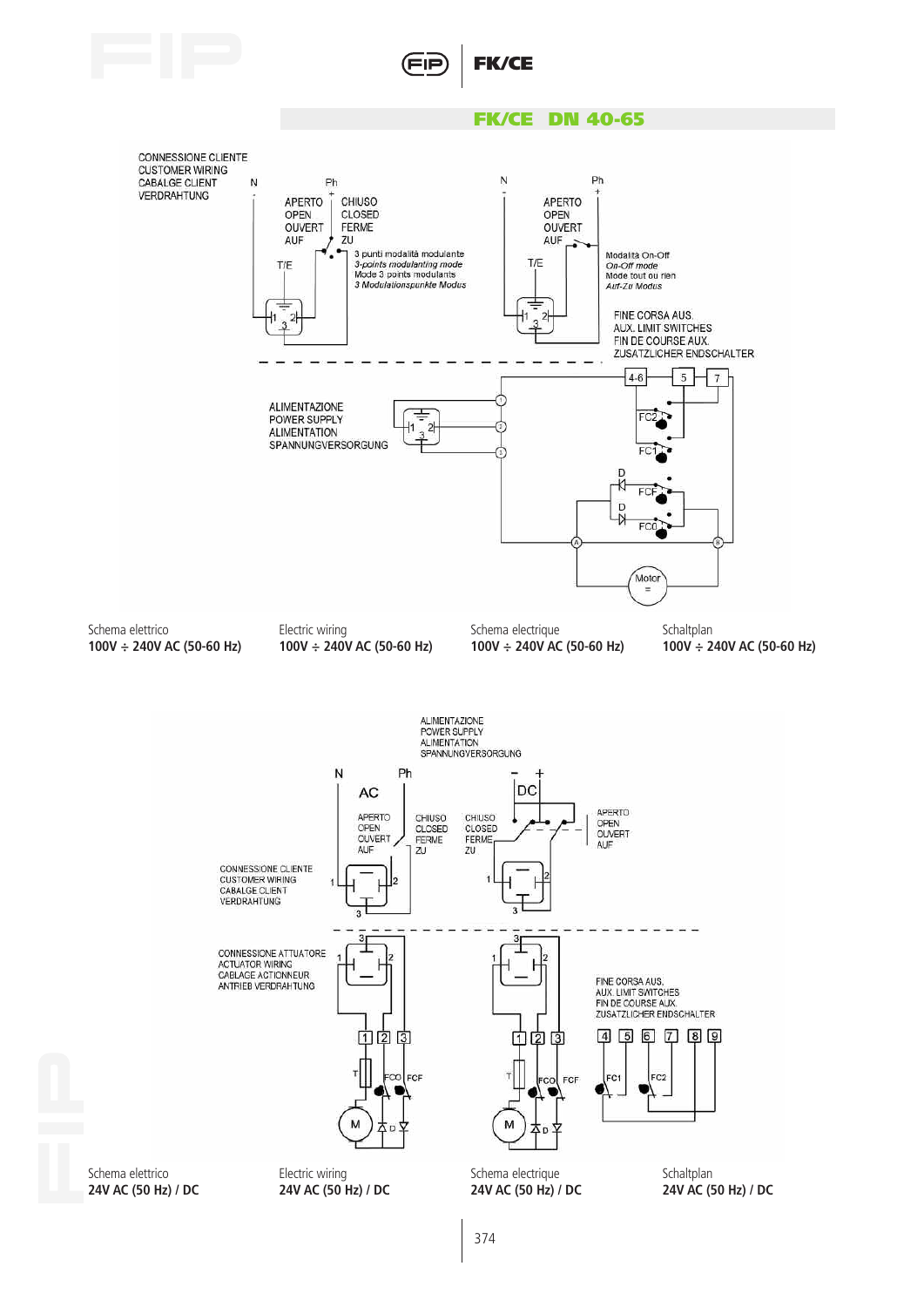## FK/CE DN 40-65

CONNESSIONE CLIENTE
CUSTOMER WIRING
CABALGE CLIENT
VERDRAHTUNG

N Ph

APERTO CHIUSO
OPEN CLOSED
OUVERT FERME
AUF ZU

T/E

3 punti modalità modulante
*3-points modulanting mode*
Mode 3 points modulants
*3 Modulationspunkte Modus*

N Ph

APERTO
OPEN
OUVERT
AUF

T/E

Modalità On-Off
*On-Off mode*
Mode tout ou rien
*Auf-Zu Modus*

FINE CORSA AUS.
AUX. LIMIT SWITCHES
FIN DE COURSE AUX.
ZUSATZLICHER ENDSCHALTER

ALIMENTAZIONE
POWER SUPPLY
ALIMENTATION
SPANNUNGVERSORGUNG

4-6 5 7

FC2 FC1 D FCF D FC0

Motor

| Schema elettrico | Electric wiring | Schema electrique | Schaltplan |
|---|---|---|---|
| **100V ÷ 240V AC (50-60 Hz)** | **100V ÷ 240V AC (50-60 Hz)** | **100V ÷ 240V AC (50-60 Hz)** | **100V ÷ 240V AC (50-60 Hz)** |

ALIMENTAZIONE
POWER SUPPLY
ALIMENTATION
SPANNUNGVERSORGUNG

N Ph AC

APERTO CHIUSO
OPEN CLOSED
OUVERT FERME
AUF ZU

- + DC

CHIUSO APERTO
CLOSED OPEN
FERME OUVERT
ZU AUF

CONNESSIONE CLIENTE
CUSTOMER WIRING
CABALGE CLIENT
VERDRAHTUNG

CONNESSIONE ATTUATORE
ACTUATOR WIRING
CABLAGE ACTIONNEUR
ANTRIEB VERDRAHTUNG

FINE CORSA AUS.
AUX. LIMIT SWITCHES
FIN DE COURSE AUX.
ZUSATZLICHER ENDSCHALTER

1 2 3 T FCO FCF M D

4 5 6 7 8 9 FC1 FC2

| Schema elettrico | Electric wiring | Schema electrique | Schaltplan |
|---|---|---|---|
| **24V AC (50 Hz) / DC** | **24V AC (50 Hz) / DC** | **24V AC (50 Hz) / DC** | **24V AC (50 Hz) / DC** |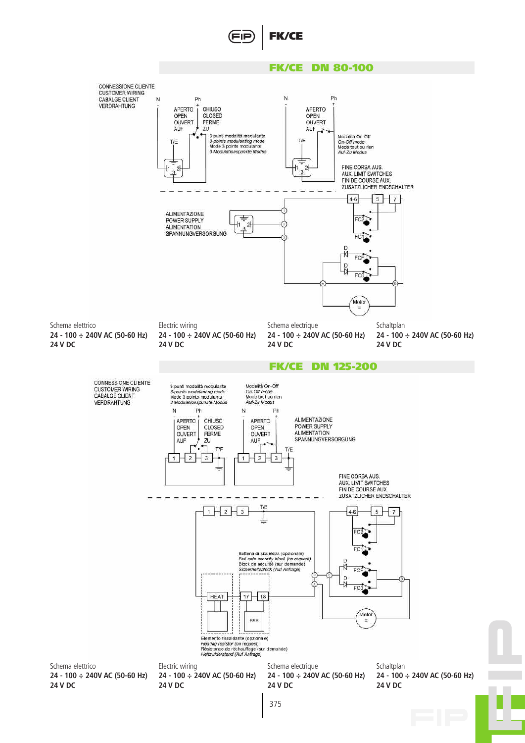## FK/CE DN 80-100

CONNESSIONE CLIENTE
CUSTOMER WIRING
CABALGE CLIENT
VERDRAHTUNG

N Ph

APERTO CHIUSO
OPEN CLOSED
OUVERT FERME
AUF ZU

T/E

3 punti modalità modulante
*3-points modulanting mode*
Mode 3 points modulants
*3 Modulationspunkte Modus*

N Ph

APERTO
OPEN
OUVERT
AUF

T/E

Modalità On-Off
*On-Off mode*
Mode tout ou rien
*Auf-Zu Modus*

FINE CORSA AUS.
AUX. LIMIT SWITCHES
FIN DE COURSE AUX.
ZUSATZLICHER ENDSCHALTER

ALIMENTAZIONE
POWER SUPPLY
ALIMENTATION
SPANNUNGVERSORGUNG

4-6 5 7

FC2 FC1 FCF FC0 D D

Motor

Schema elettrico
**24 - 100 ÷ 240V AC (50-60 Hz)**
**24 V DC**

Electric wiring
**24 - 100 ÷ 240V AC (50-60 Hz)**
**24 V DC**

Schema electrique
**24 - 100 ÷ 240V AC (50-60 Hz)**
**24 V DC**

Schaltplan
**24 - 100 ÷ 240V AC (50-60 Hz)**
**24 V DC**

## FK/CE DN 125-200

CONNESSIONE CLIENTE
CUSTOMER WIRING
CABALGE CLIENT
VERDRAHTUNG

3 punti modalità modulante
*3-points modulanting mode*
Mode 3 points modulants
*3 Modulationspunkte Modus*

Modalità On-Off
*On-Off mode*
Mode tout ou rien
*Auf-Zu Modus*

N Ph

APERTO CHIUSO
OPEN CLOSED
OUVERT FERME
AUF ZU

T/E

N Ph

APERTO
OPEN
OUVERT
AUF

T/E

ALIMENTAZIONE
POWER SUPPLY
ALIMENTATION
SPANNUNGVERSORGUNG

FINE CORSA AUS.
AUX. LIMIT SWITCHES
FIN DE COURSE AUX.
ZUSATZLICHER ENDSCHALTER

1 2 3 T/E

4-6 5 7

FC2 FC1 FCF FC0 D D

Batteria di sicurezza (opzionale)
*Fail safe security block (on request)*
Block de securité (sur demande)
*Sicherheitsblock (Auf Anfrage)*

HEAT 17 18 FSB

Motor

Elemento riscaldante (opzionale)
*Heating resistor (on request)*
Résistance de réchauffage (sur demande)
*Heizwiderstand (Auf Anfrage)*

Schema elettrico
**24 - 100 ÷ 240V AC (50-60 Hz)**
**24 V DC**

Electric wiring
**24 - 100 ÷ 240V AC (50-60 Hz)**
**24 V DC**

Schema electrique
**24 - 100 ÷ 240V AC (50-60 Hz)**
**24 V DC**

Schaltplan
**24 - 100 ÷ 240V AC (50-60 Hz)**
**24 V DC**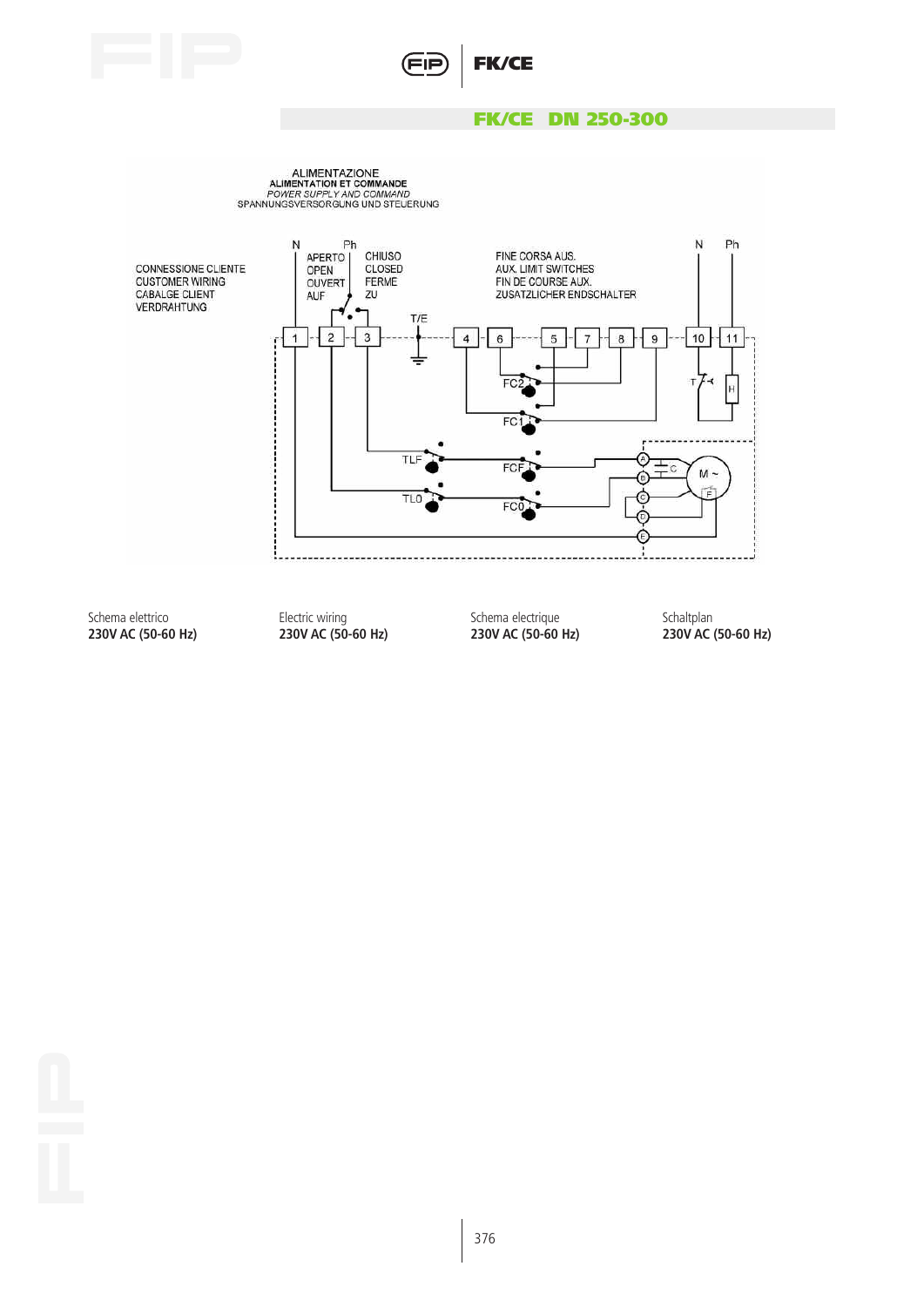## FK/CE DN 250-300

ALIMENTAZIONE
ALIMENTATION ET COMMANDE
*POWER SUPPLY AND COMMAND*
SPANNUNGSVERSORGUNG UND STEUERUNG

CONNESSIONE CLIENTE
CUSTOMER WIRING
CABALGE CLIENT
VERDRAHTUNG

N Ph

APERTO
OPEN
OUVERT
AUF

CHIUSO
CLOSED
FERME
ZU

T/E

FINE CORSA AUS.
AUX. LIMIT SWITCHES
FIN DE COURSE AUX.
ZUSATZLICHER ENDSCHALTER

N Ph

1 2 3 4 6 5 7 8 9 10 11

FC2 FC1 T H TLF FCF TLO FC0 A B C D E C M ~ F

Schema elettrico
**230V AC (50-60 Hz)**

Electric wiring
**230V AC (50-60 Hz)**

Schema electrique
**230V AC (50-60 Hz)**

Schaltplan
**230V AC (50-60 Hz)**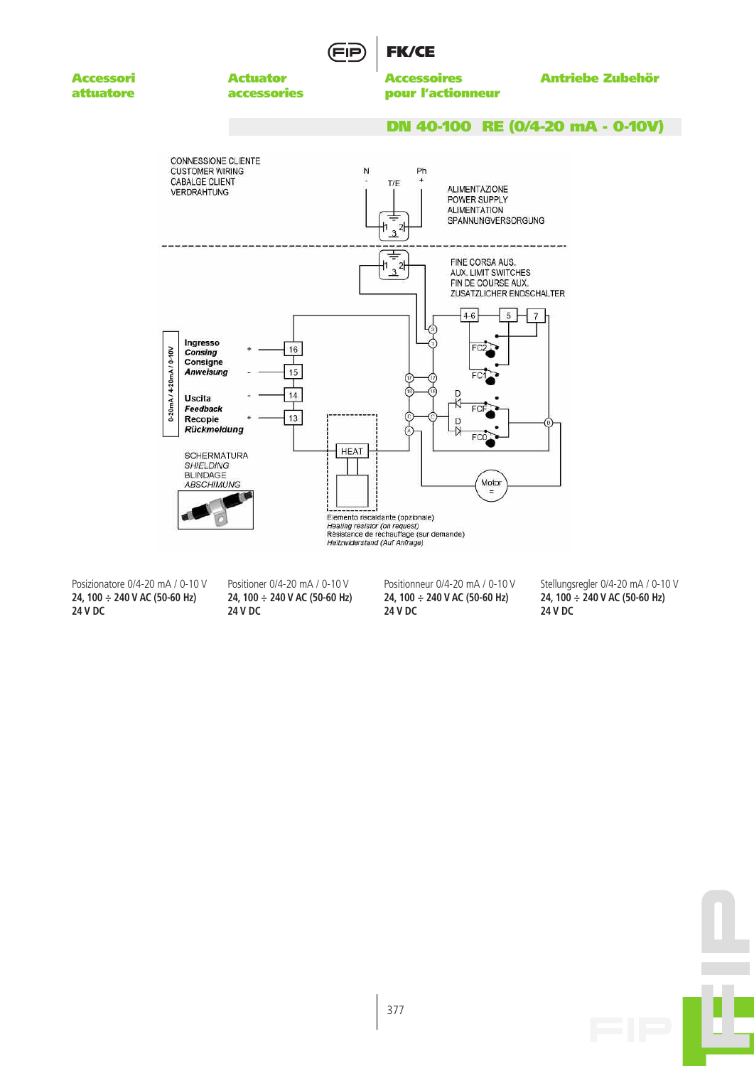**Accessori attuatore**

**Actuator accessories**

**Accessoires pour l'actionneur**

**Antriebe Zubehör**

## DN 40-100 RE (0/4-20 mA - 0-10V)

CONNESSIONE CLIENTE
CUSTOMER WIRING
CABALGE CLIENT
VERDRAHTUNG

N - T/E Ph +

ALIMENTAZIONE
POWER SUPPLY
ALIMENTATION
SPANNUNGVERSORGUNG

FINE CORSA AUS.
AUX. LIMIT SWITCHES
FIN DE COURSE AUX.
ZUSATZLICHER ENDSCHALTER

0-20mA / 4-20mA / 0-10V

Ingresso
*Consing*
Consigne
*Anweisung*

Uscita
*Feedback*
Recopie
*Rückmeldung*

SCHERMATURA
*SHIELDING*
BLINDAGE
*ABSCHIMUNG*

HEAT

Motor

Elemento riscaldante (opzionale)
*Heating resistor (on request)*
Résistance de réchauffage (sur demande)
*Heitzwiderstand (Auf Anfrage)*

Posizionatore 0/4-20 mA / 0-10 V
**24, 100 ÷ 240 V AC (50-60 Hz)**
**24 V DC**

Positioner 0/4-20 mA / 0-10 V
**24, 100 ÷ 240 V AC (50-60 Hz)**
**24 V DC**

Positionneur 0/4-20 mA / 0-10 V
**24, 100 ÷ 240 V AC (50-60 Hz)**
**24 V DC**

Stellungsregler 0/4-20 mA / 0-10 V
**24, 100 ÷ 240 V AC (50-60 Hz)**
**24 V DC**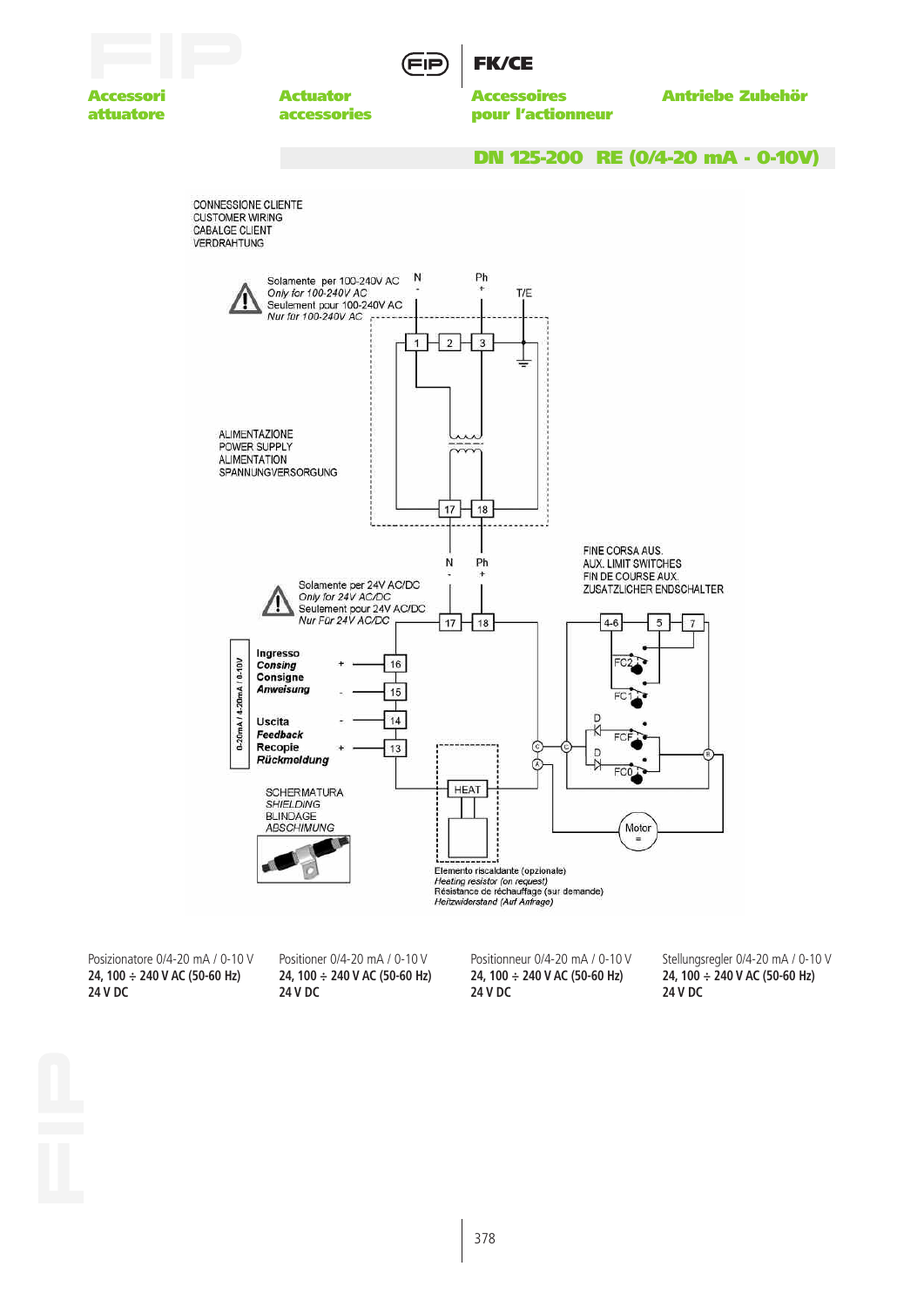**Accessori attuatore** | **Actuator accessories** | **Accessoires pour l'actionneur** | **Antriebe Zubehör**

## DN 125-200 RE (0/4-20 mA - 0-10V)

CONNESSIONE CLIENTE
CUSTOMER WIRING
CABALGE CLIENT
VERDRAHTUNG

Solamente per 100-240V AC
*Only for 100-240V AC*
Seulement pour 100-240V AC
*Nur für 100-240V AC*

N - | Ph + | T/E

1 | 2 | 3

ALIMENTAZIONE
POWER SUPPLY
ALIMENTATION
SPANNUNGVERSORGUNG

17 | 18

N - | Ph +

Solamente per 24V AC/DC
*Only for 24V AC/DC*
Seulement pour 24V AC/DC
*Nur Für 24V AC/DC*

17 | 18

FINE CORSA AUS.
AUX. LIMIT SWITCHES
FIN DE COURSE AUX.
ZUSATZLICHER ENDSCHALTER

4-6 | 5 | 7

FC2, FC1, FCF, FC0, D, D, C, C, A, B, Motor

0-20mA / 4-20mA / 0-10V

**Ingresso**
***Consing***
**Consigne**
***Anweisung***

+ 16
- 15

**Uscita**
***Feedback***
**Recopie**
***Rückmeldung***

- 14
+ 13

SCHERMATURA
*SHIELDING*
BLINDAGE
*ABSCHIMUNG*

HEAT

Elemento riscaldante (opzionale)
*Heating resistor (on request)*
Résistance de réchauffage (sur demande)
*Heitzwiderstand (Auf Anfrage)*

Posizionatore 0/4-20 mA / 0-10 V
**24, 100 ÷ 240 V AC (50-60 Hz)**
**24 V DC**

Positioner 0/4-20 mA / 0-10 V
**24, 100 ÷ 240 V AC (50-60 Hz)**
**24 V DC**

Positionneur 0/4-20 mA / 0-10 V
**24, 100 ÷ 240 V AC (50-60 Hz)**
**24 V DC**

Stellungsregler 0/4-20 mA / 0-10 V
**24, 100 ÷ 240 V AC (50-60 Hz)**
**24 V DC**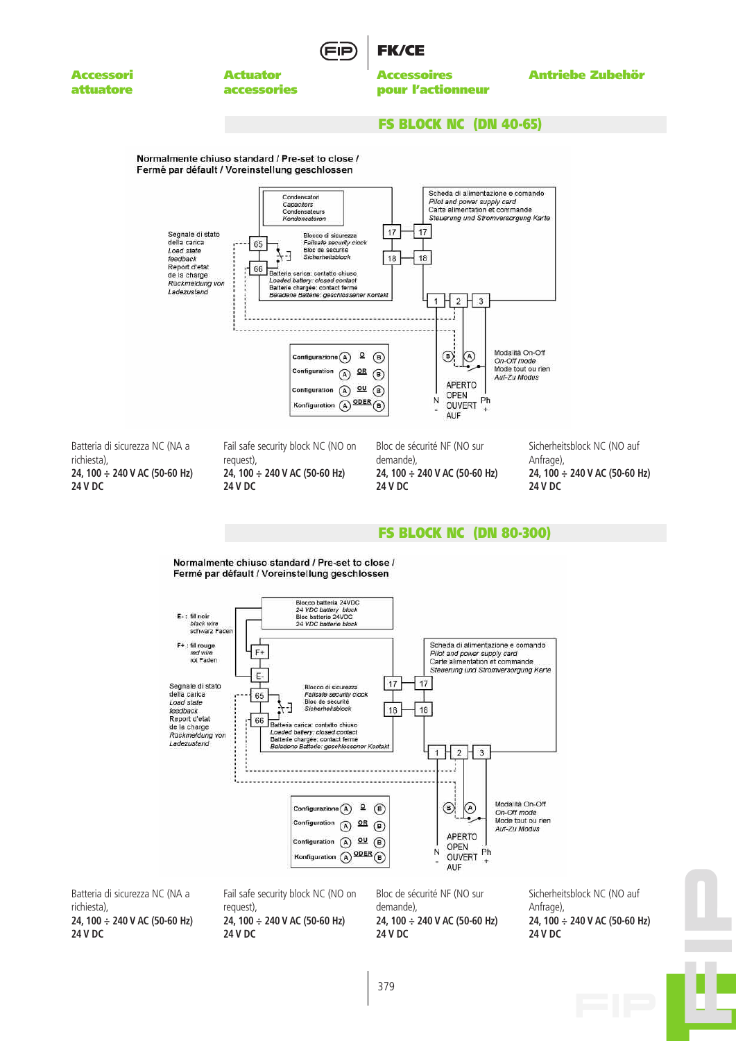**Accessori attuatore** | **Actuator accessories** | **Accessoires pour l'actionneur** | **Antriebe Zubehör**

## FS BLOCK NC (DN 40-65)

Normalmente chiuso standard / Pre-set to close / Fermé par défault / Voreinstellung geschlossen

Condensatori
Capacitors
Condenseteurs
Kondensatoren

Scheda di alimentazione e comando
*Pilot and power supply card*
Carte alimentation et commande
*Steuerung und Stromversorgung Karte*

Segnale di stato della carica
*Load state feedback*
Report d'etat de la charge
*Rückmeldung von Ladezustand*

Blocco di sicurezza
*Failsafe security clock*
Bloc de securité
*Sicherheitsblock*

Batteria carica: contatto chiuso
*Loaded battery: closed contact*
Batterie chargee: contact fermé
*Beladene Batterie: geschlossener Kontakt*

65, 66, 17, 18, 1, 2, 3

Configurazione A O B
Configuration A OR B
Configuration A OU B
Konfiguration A ODER B

Modalità On-Off
*On-Off mode*
Mode tout ou rien
*Auf-Zu Modus*

APERTO
OPEN
OUVERT
AUF

N -, Ph +

Batteria di sicurezza NC (NA a richiesta),
**24, 100 ÷ 240 V AC (50-60 Hz)**
**24 V DC**

Fail safe security block NC (NO on request),
**24, 100 ÷ 240 V AC (50-60 Hz)**
**24 V DC**

Bloc de sécurité NF (NO sur demande),
**24, 100 ÷ 240 V AC (50-60 Hz)**
**24 V DC**

Sicherheitsblock NC (NO auf Anfrage),
**24, 100 ÷ 240 V AC (50-60 Hz)**
**24 V DC**

## FS BLOCK NC (DN 80-300)

Normalmente chiuso standard / Pre-set to close / Fermé par défault / Voreinstellung geschlossen

Blocco batteria 24VDC
*24 VDC battery block*
Bloc batterie 24VDC
*24 VDC batterie block*

E- : fil noir
*black wire*
schwarz Faden

F+ : fil rouge
*red wire*
rot Faden

Scheda di alimentazione e comando
*Pilot and power supply card*
Carte alimentation et commande
*Steuerung und Stromversorgung Karte*

Segnale di stato della carica
*Load state feedback*
Report d'etat de la charge
*Rückmeldung von Ladezustand*

Blocco di sicurezza
*Failsafe security clock*
Bloc de securité
*Sicherheitsblock*

Batteria carica: contatto chiuso
*Loaded battery: closed contact*
Batterie chargee: contact fermé
*Beladene Batterie: geschlossener Kontakt*

F+, E-, 65, 66, 17, 18, 1, 2, 3

Configurazione A O B
Configuration A OR B
Configuration A OU B
Konfiguration A ODER B

Modalità On-Off
*On-Off mode*
Mode tout ou rien
*Auf-Zu Modus*

APERTO
OPEN
OUVERT
AUF

N -, Ph +

Batteria di sicurezza NC (NA a richiesta),
**24, 100 ÷ 240 V AC (50-60 Hz)**
**24 V DC**

Fail safe security block NC (NO on request),
**24, 100 ÷ 240 V AC (50-60 Hz)**
**24 V DC**

Bloc de sécurité NF (NO sur demande),
**24, 100 ÷ 240 V AC (50-60 Hz)**
**24 V DC**

Sicherheitsblock NC (NO auf Anfrage),
**24, 100 ÷ 240 V AC (50-60 Hz)**
**24 V DC**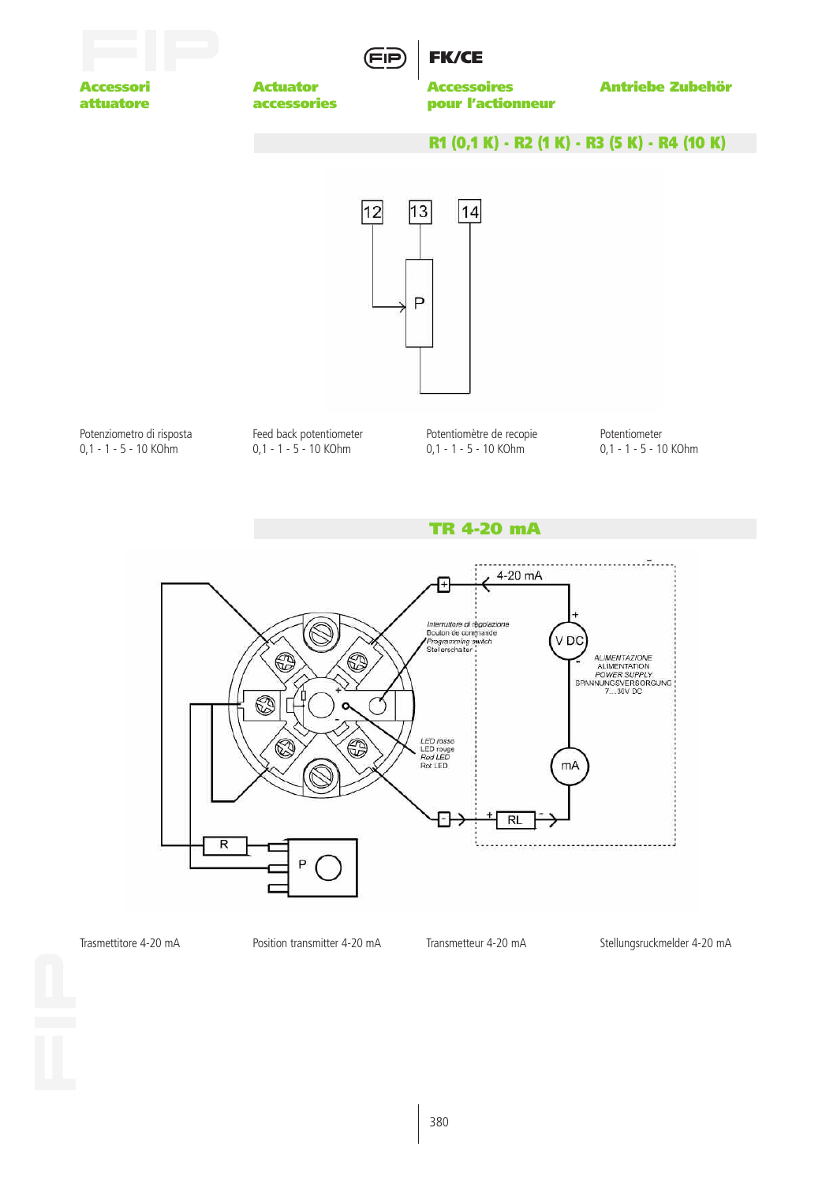**Accessori attuatore** | **Actuator accessories** | **Accessoires pour l'actionneur** | **Antriebe Zubehör**

## R1 (0,1 K) - R2 (1 K) - R3 (5 K) - R4 (10 K)

Potenziometro di risposta
0,1 - 1 - 5 - 10 KOhm

Feed back potentiometer
0,1 - 1 - 5 - 10 KOhm

Potentiomètre de recopie
0,1 - 1 - 5 - 10 KOhm

Potentiometer
0,1 - 1 - 5 - 10 KOhm

## TR 4-20 mA

Trasmettitore 4-20 mA

Position transmitter 4-20 mA

Transmetteur 4-20 mA

Stellungsruckmelder 4-20 mA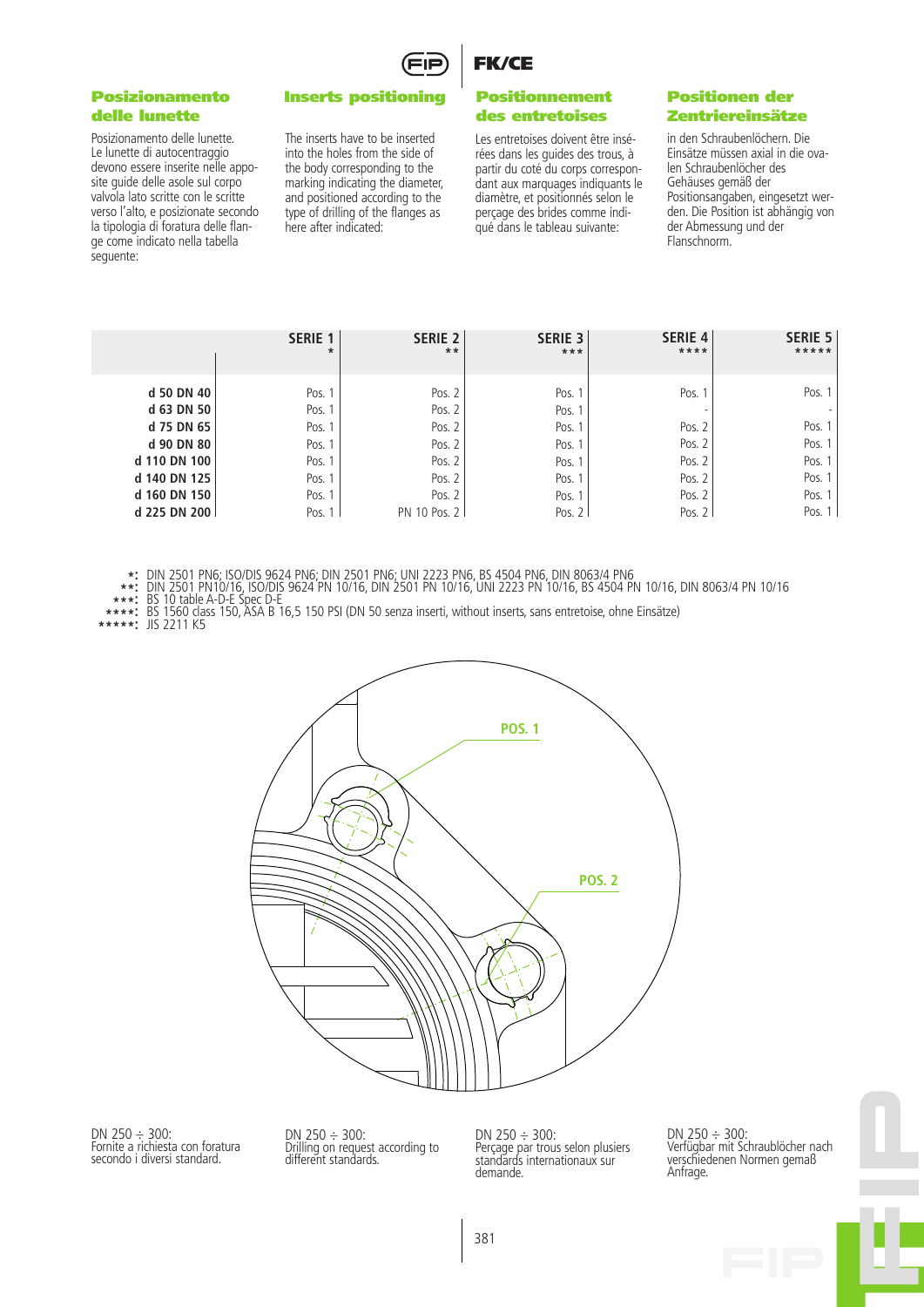## Posizionamento delle lunette

Posizionamento delle lunette. Le lunette di autocentraggio devono essere inserite nelle apposite guide delle asole sul corpo valvola lato scritte con le scritte verso l'alto, e posizionate secondo la tipologia di foratura delle flange come indicato nella tabella seguente:

## Inserts positioning

The inserts have to be inserted into the holes from the side of the body corresponding to the marking indicating the diameter, and positioned according to the type of drilling of the flanges as here after indicated:

## Positionnement des entretoises

Les entretoises doivent être insérées dans les guides des trous, à partir du coté du corps correspondant aux marquages indiquants le diamètre, et positionnés selon le perçage des brides comme indiqué dans le tableau suivante:

## Positionen der Zentriereinsätze

in den Schraubenlöchern. Die Einsätze müssen axial in die ovalen Schraubenlöcher des Gehäuses gemäß der Positionsangaben, eingesetzt werden. Die Position ist abhängig von der Abmessung und der Flanschnorm.

| | SERIE 1 * | SERIE 2 ** | SERIE 3 *** | SERIE 4 **** | SERIE 5 ***** |
|---|---|---|---|---|---|
| d 50 DN 40 | Pos. 1 | Pos. 2 | Pos. 1 | Pos. 1 | Pos. 1 |
| d 63 DN 50 | Pos. 1 | Pos. 2 | Pos. 1 | - | - |
| d 75 DN 65 | Pos. 1 | Pos. 2 | Pos. 1 | Pos. 2 | Pos. 1 |
| d 90 DN 80 | Pos. 1 | Pos. 2 | Pos. 1 | Pos. 2 | Pos. 1 |
| d 110 DN 100 | Pos. 1 | Pos. 2 | Pos. 1 | Pos. 2 | Pos. 1 |
| d 140 DN 125 | Pos. 1 | Pos. 2 | Pos. 1 | Pos. 2 | Pos. 1 |
| d 160 DN 150 | Pos. 1 | Pos. 2 | Pos. 1 | Pos. 2 | Pos. 1 |
| d 225 DN 200 | Pos. 1 | PN 10 Pos. 2 | Pos. 2 | Pos. 2 | Pos. 1 |

*: DIN 2501 PN6; ISO/DIS 9624 PN6; DIN 2501 PN6; UNI 2223 PN6, BS 4504 PN6, DIN 8063/4 PN6
**: DIN 2501 PN10/16, ISO/DIS 9624 PN 10/16, DIN 2501 PN 10/16, UNI 2223 PN 10/16, BS 4504 PN 10/16, DIN 8063/4 PN 10/16
***: BS 10 table A-D-E Spec D-E
****: BS 1560 class 150, ASA B 16,5 150 PSI (DN 50 senza inserti, without inserts, sans entretoise, ohne Einsätze)
*****: JIS 2211 K5

POS. 1

POS. 2

DN 250 ÷ 300: Fornite a richiesta con foratura secondo i diversi standard.

DN 250 ÷ 300: Drilling on request according to different standards.

DN 250 ÷ 300: Perçage par trous selon plusiers standards internationaux sur demande.

DN 250 ÷ 300: Verfügbar mit Schraublöcher nach verschiedenen Normen gemaß Anfrage.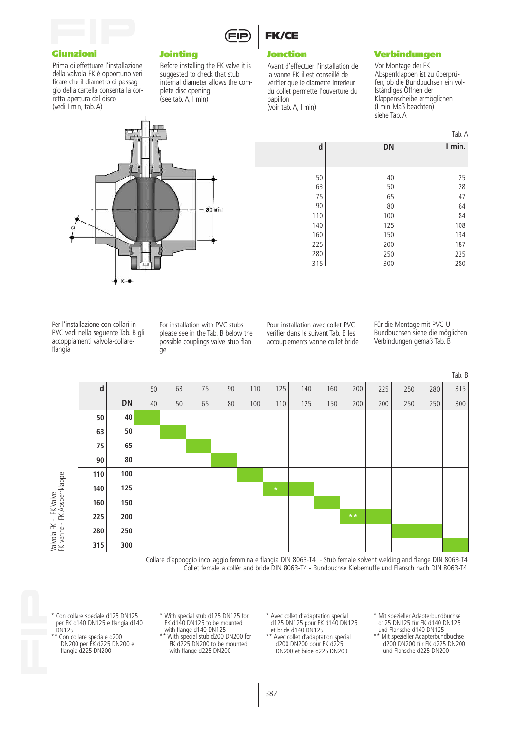## Giunzioni

Prima di effettuare l'installazione della valvola FK è opportuno verificare che il diametro di passaggio della cartella consenta la corretta apertura del disco (vedi I min, tab. A)

## Jointing

Before installing the FK valve it is suggested to check that stub internal diameter allows the complete disc opening (see tab. A, I min)

## Jonction

Avant d'effectuer l'installation de la vanne FK il est conseillé de vérifier que le diametre interieur du collet permette l'ouverture du papillon (voir tab. A, I min)

## Verbindungen

Vor Montage der FK-Absperrklappen ist zu überprüfen, ob die Bundbuchsen ein vollständiges Öffnen der Klappenscheibe ermöglichen (I min-Maß beachten) siehe Tab. A

Tab. A

| d | DN | I min. |
|---|---|---|
| 50 | 40 | 25 |
| 63 | 50 | 28 |
| 75 | 65 | 47 |
| 90 | 80 | 64 |
| 110 | 100 | 84 |
| 140 | 125 | 108 |
| 160 | 150 | 134 |
| 225 | 200 | 187 |
| 280 | 250 | 225 |
| 315 | 300 | 280 |

Per l'installazione con collari in PVC vedi nella seguente Tab. B gli accoppiamenti valvola-collare-flangia

For installation with PVC stubs please see in the Tab. B below the possible couplings valve-stub-flange

Pour installation avec collet PVC verifier dans le suivant Tab. B les accouplements vanne-collet-bride

Für die Montage mit PVC-U Bundbuchsen siehe die möglichen Verbindungen gemäß Tab. B

Tab. B

Valvola FK - FK Valve / FK vanne - FK Absperrklappe

| d | | 50 | 63 | 75 | 90 | 110 | 125 | 140 | 160 | 200 | 225 | 250 | 280 | 315 |
|---|---|---|---|---|---|---|---|---|---|---|---|---|---|---|
| | DN | 40 | 50 | 65 | 80 | 100 | 110 | 125 | 150 | 200 | 200 | 250 | 250 | 300 |
| 50 | 40 | ■ | | | | | | | | | | | | |
| 63 | 50 | | ■ | | | | | | | | | | | |
| 75 | 65 | | | ■ | | | | | | | | | | |
| 90 | 80 | | | | ■ | | | | | | | | | |
| 110 | 100 | | | | | ■ | | | | | | | | |
| 140 | 125 | | | | | | * | ■ | | | | | | |
| 160 | 150 | | | | | | | | ■ | | | | | |
| 225 | 200 | | | | | | | | | ** | ■ | | | |
| 280 | 250 | | | | | | | | | | | ■ | ■ | |
| 315 | 300 | | | | | | | | | | | | | ■ |

Collare d'appoggio incollaggio femmina e flangia DIN 8063-T4 - Stub female solvent welding and flange DIN 8063-T4
Collet female a collèr and bride DIN 8063-T4 - Bundbuchse Klebemuffe und Flansch nach DIN 8063-T4

\* Con collare speciale d125 DN125 per FK d140 DN125 e flangia d140 DN125
\*\* Con collare speciale d200 DN200 per FK d225 DN200 e flangia d225 DN200

\* With special stub d125 DN125 for FK d140 DN125 to be mounted with flange d140 DN125
\*\* With special stub d200 DN200 for FK d225 DN200 to be mounted with flange d225 DN200

\* Avec collet d'adaptation special d125 DN125 pour FK d140 DN125 et bride d140 DN125
\*\* Avec collet d'adaptation special d200 DN200 pour FK d225 DN200 et bride d225 DN200

\* Mit spezieller Adapterbundbuchse d125 DN125 für FK d140 DN125 und Flansche d140 DN125
\*\* Mit spezieller Adapterbundbuchse d200 DN200 für FK d225 DN200 und Flansche d225 DN200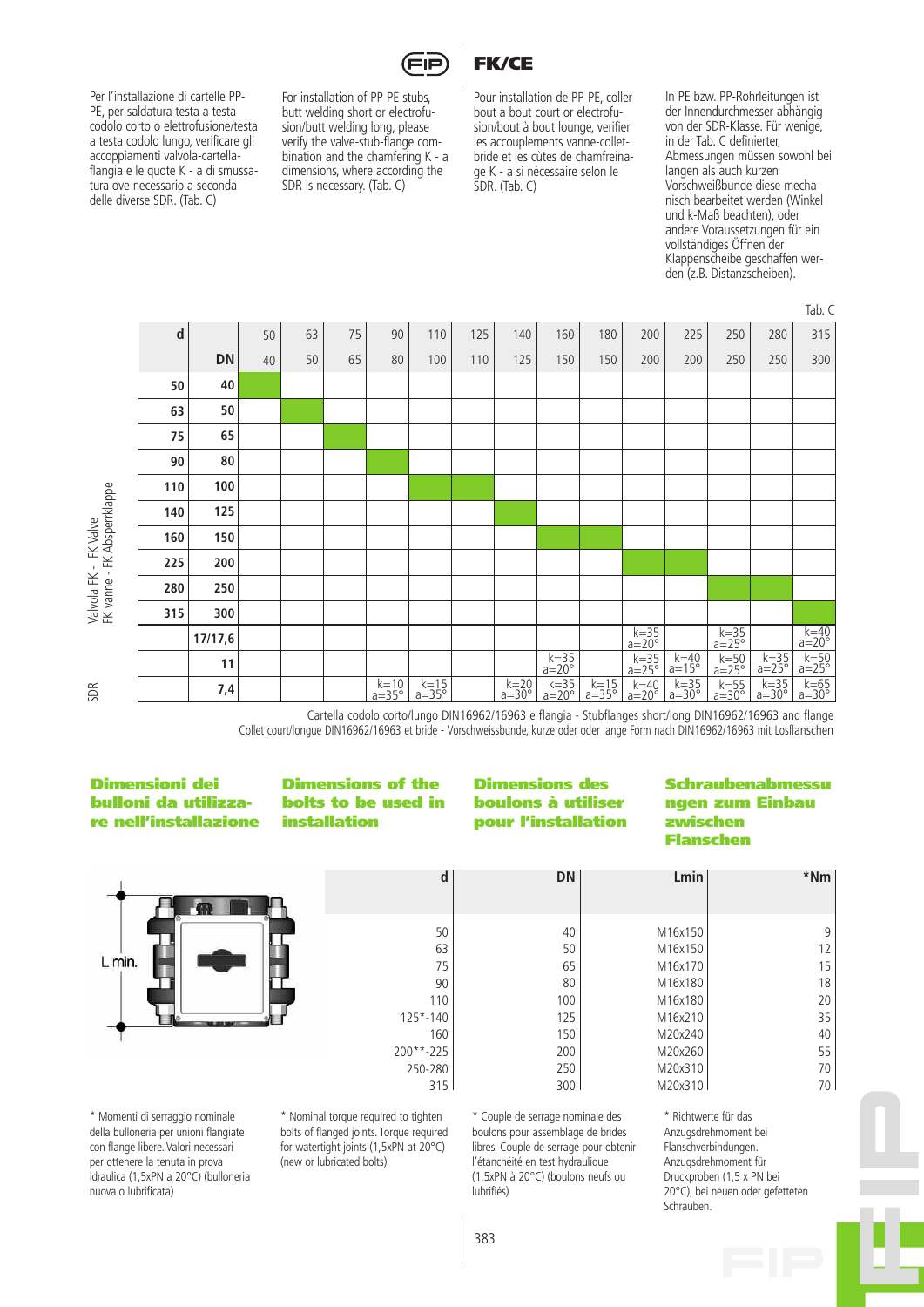Per l'installazione di cartelle PP-PE, per saldatura testa a testa codolo corto o elettrofusione/testa a testa codolo lungo, verificare gli accoppiamenti valvola-cartella-flangia e le quote K - a di smussatura ove necessario a seconda delle diverse SDR. (Tab. C)

For installation of PP-PE stubs, butt welding short or electrofusion/butt welding long, please verify the valve-stub-flange combination and the chamfering K - a dimensions, where according the SDR is necessary. (Tab. C)

Pour installation de PP-PE, coller bout a bout court or electrofusion/bout à bout lounge, verifier les accouplements vanne-collet-bride et les cùtes de chamfreinage K - a si nécessaire selon le SDR. (Tab. C)

In PE bzw. PP-Rohrleitungen ist der Innendurchmesser abhängig von der SDR-Klasse. Für wenige, in der Tab. C definierter, Abmessungen müssen sowohl bei langen als auch kurzen Vorschweißbunde diese mechanisch bearbeitet werden (Winkel und k-Maß beachten), oder andere Voraussetzungen für ein vollständiges Öffnen der Klappenscheibe geschaffen werden (z.B. Distanzscheiben).

Tab. C

| | d | | 50 | 63 | 75 | 90 | 110 | 125 | 140 | 160 | 180 | 200 | 225 | 250 | 280 | 315 |
|---|---|---|---|---|---|---|---|---|---|---|---|---|---|---|---|---|
| | | DN | 40 | 50 | 65 | 80 | 100 | 110 | 125 | 150 | 150 | 200 | 200 | 250 | 250 | 300 |
| Valvola FK - FK Valve / FK vanne - FK Absperrklappe | 50 | 40 | ■ | | | | | | | | | | | | | |
| | 63 | 50 | | ■ | | | | | | | | | | | | |
| | 75 | 65 | | | ■ | | | | | | | | | | | |
| | 90 | 80 | | | | ■ | | | | | | | | | | |
| | 110 | 100 | | | | | ■ | ■ | | | | | | | | |
| | 140 | 125 | | | | | | | ■ | | | | | | | |
| | 160 | 150 | | | | | | | | ■ | ■ | | | | | |
| | 225 | 200 | | | | | | | | | | ■ | ■ | | | |
| | 280 | 250 | | | | | | | | | | | | ■ | ■ | |
| | 315 | 300 | | | | | | | | | | | | | | ■ |
| SDR | | 17/17,6 | | | | | | | | | | k=35 a=20° | | k=35 a=25° | | k=40 a=20° |
| | | 11 | | | | | | | | k=35 a=20° | | k=35 a=25° | k=40 a=15° | k=50 a=25° | k=35 a=25° | k=50 a=25° |
| | | 7,4 | | | | k=10 a=35° | k=15 a=35° | | k=20 a=30° | k=35 a=20° | k=15 a=35° | k=40 a=20° | k=35 a=30° | k=55 a=30° | k=35 a=30° | k=65 a=30° |

Cartella codolo corto/lungo DIN16962/16963 e flangia - Stubflanges short/long DIN16962/16963 and flange
Collet court/longue DIN16962/16963 et bride - Vorschweissbunde, kurze oder oder lange Form nach DIN16962/16963 mit Losflanschen

## Dimensioni dei bulloni da utilizzare nell'installazione

## Dimensions of the bolts to be used in installation

## Dimensions des boulons à utiliser pour l'installation

## Schraubenabmessungen zum Einbau zwischen Flanschen

L min.

| d | DN | Lmin | *Nm |
|---|---|---|---|
| 50 | 40 | M16x150 | 9 |
| 63 | 50 | M16x150 | 12 |
| 75 | 65 | M16x170 | 15 |
| 90 | 80 | M16x180 | 18 |
| 110 | 100 | M16x180 | 20 |
| 125*-140 | 125 | M16x210 | 35 |
| 160 | 150 | M20x240 | 40 |
| 200**-225 | 200 | M20x260 | 55 |
| 250-280 | 250 | M20x310 | 70 |
| 315 | 300 | M20x310 | 70 |

* Momenti di serraggio nominale della bulloneria per unioni flangiate con flange libere. Valori necessari per ottenere la tenuta in prova idraulica (1,5xPN a 20°C) (bulloneria nuova o lubrificata)

* Nominal torque required to tighten bolts of flanged joints. Torque required for watertight joints (1,5xPN at 20°C) (new or lubricated bolts)

* Couple de serrage nominale des boulons pour assemblage de brides libres. Couple de serrage pour obtenir l'étanchéité en test hydraulique (1,5xPN à 20°C) (boulons neufs ou lubrifiés)

* Richtwerte für das Anzugsdrehmoment bei Flanschverbindungen. Anzugsdrehmoment für Druckproben (1,5 x PN bei 20°C), bei neuen oder gefetteten Schrauben.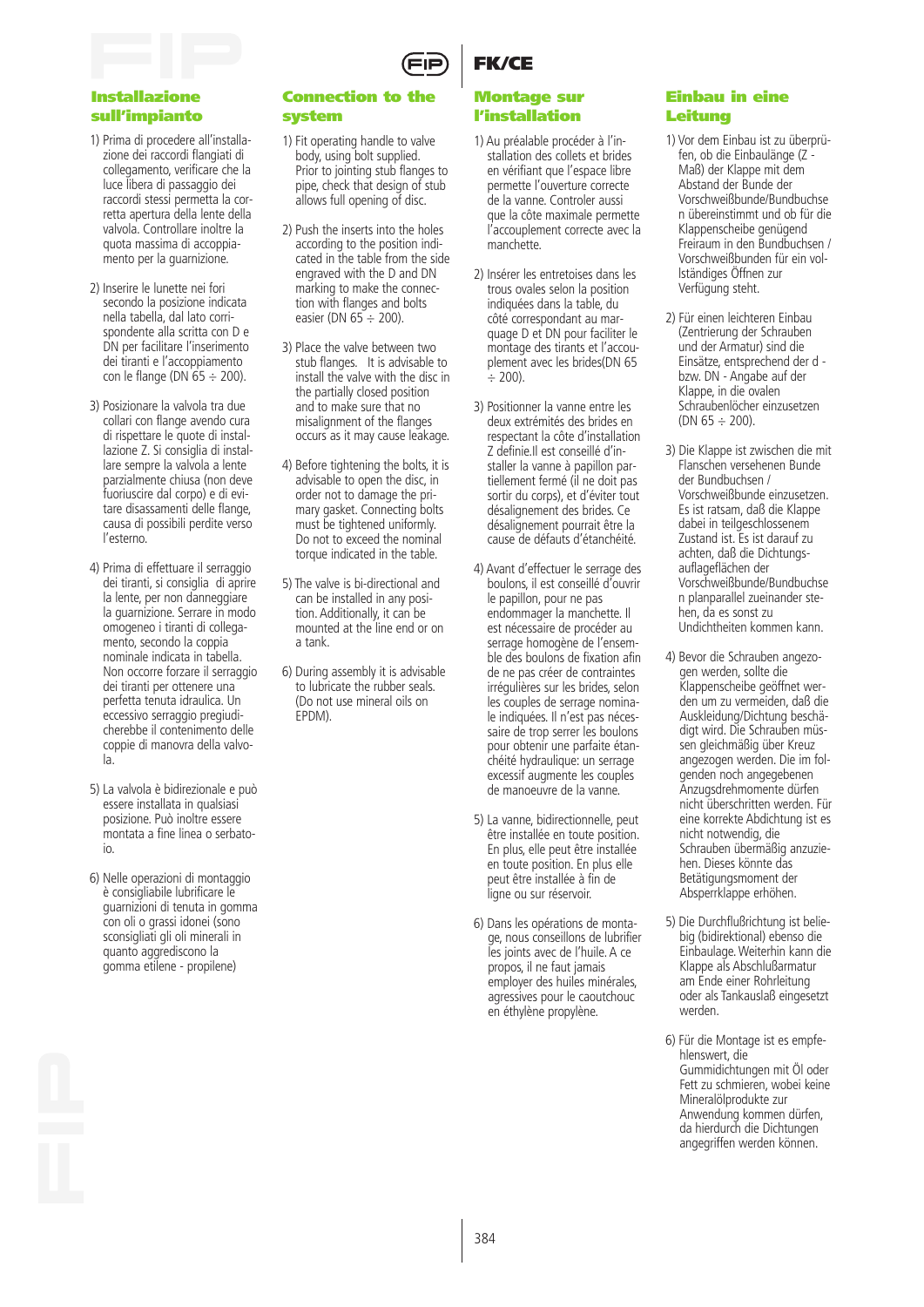## Installazione sull'impianto

1) Prima di procedere all'installazione dei raccordi flangiati di collegamento, verificare che la luce libera di passaggio dei raccordi stessi permetta la corretta apertura della lente della valvola. Controllare inoltre la quota massima di accoppiamento per la guarnizione.

2) Inserire le lunette nei fori secondo la posizione indicata nella tabella, dal lato corrispondente alla scritta con D e DN per facilitare l'inserimento dei tiranti e l'accoppiamento con le flange (DN 65 ÷ 200).

3) Posizionare la valvola tra due collari con flange avendo cura di rispettare le quote di installazione Z. Si consiglia di installare sempre la valvola a lente parzialmente chiusa (non deve fuoriuscire dal corpo) e di evitare disassamenti delle flange, causa di possibili perdite verso l'esterno.

4) Prima di effettuare il serraggio dei tiranti, si consiglia di aprire la lente, per non danneggiare la guarnizione. Serrare in modo omogeneo i tiranti di collegamento, secondo la coppia nominale indicata in tabella. Non occorre forzare il serraggio dei tiranti per ottenere una perfetta tenuta idraulica. Un eccessivo serraggio pregiudicherebbe il contenimento delle coppie di manovra della valvola.

5) La valvola è bidirezionale e può essere installata in qualsiasi posizione. Può inoltre essere montata a fine linea o serbatoio.

6) Nelle operazioni di montaggio è consigliabile lubrificare le guarnizioni di tenuta in gomma con oli o grassi idonei (sono sconsigliati gli oli minerali in quanto aggrediscono la gomma etilene - propilene)

## Connection to the system

1) Fit operating handle to valve body, using bolt supplied. Prior to jointing stub flanges to pipe, check that design of stub allows full opening of disc.

2) Push the inserts into the holes according to the position indicated in the table from the side engraved with the D and DN marking to make the connection with flanges and bolts easier (DN 65 ÷ 200).

3) Place the valve between two stub flanges. It is advisable to install the valve with the disc in the partially closed position and to make sure that no misalignment of the flanges occurs as it may cause leakage.

4) Before tightening the bolts, it is advisable to open the disc, in order not to damage the primary gasket. Connecting bolts must be tightened uniformly. Do not to exceed the nominal torque indicated in the table.

5) The valve is bi-directional and can be installed in any position. Additionally, it can be mounted at the line end or on a tank.

6) During assembly it is advisable to lubricate the rubber seals. (Do not use mineral oils on EPDM).

## Montage sur l'installation

1) Au préalable procéder à l'installation des collets et brides en vérifiant que l'espace libre permette l'ouverture correcte de la vanne. Controler aussi que la côte maximale permette l'accouplement correcte avec la manchette.

2) Insérer les entretoises dans les trous ovales selon la position indiquées dans la table, du côté correspondant au marquage D et DN pour faciliter le montage des tirants et l'accouplement avec les brides(DN 65 ÷ 200).

3) Positionner la vanne entre les deux extrémités des brides en respectant la côte d'installation Z definie.Il est conseillé d'installer la vanne à papillon partiellement fermé (il ne doit pas sortir du corps), et d'éviter tout désalignement des brides. Ce désalignement pourrait être la cause de défauts d'étanchéité.

4) Avant d'effectuer le serrage des boulons, il est conseillé d'ouvrir le papillon, pour ne pas endommager la manchette. Il est nécessaire de procéder au serrage homogène de l'ensemble des boulons de fixation afin de ne pas créer de contraintes irrégulières sur les brides, selon les couples de serrage nominale indiquées. Il n'est pas nécessaire de trop serrer les boulons pour obtenir une parfaite étanchéité hydraulique: un serrage excessif augmente les couples de manoeuvre de la vanne.

5) La vanne, bidirectionnelle, peut être installée en toute position. En plus, elle peut être installée en toute position. En plus elle peut être installée à fin de ligne ou sur réservoir.

6) Dans les opérations de montage, nous conseillons de lubrifier les joints avec de l'huile. A ce propos, il ne faut jamais employer des huiles minérales, agressives pour le caoutchouc en éthylène propylène.

## Einbau in eine Leitung

1) Vor dem Einbau ist zu überprüfen, ob die Einbaulänge (Z - Maß) der Klappe mit dem Abstand der Bunde der Vorschweißbunde/Bundbuchsen übereinstimmt und ob für die Klappenscheibe genügend Freiraum in den Bundbuchsen / Vorschweißbunden für ein vollständiges Öffnen zur Verfügung steht.

2) Für einen leichteren Einbau (Zentrierung der Schrauben und der Armatur) sind die Einsätze, entsprechend der d - bzw. DN - Angabe auf der Klappe, in die ovalen Schraubenlöcher einzusetzen (DN 65 ÷ 200).

3) Die Klappe ist zwischen die mit Flanschen versehenen Bunde der Bundbuchsen / Vorschweißbunde einzusetzen. Es ist ratsam, daß die Klappe dabei in teilgeschlossenem Zustand ist. Es ist darauf zu achten, daß die Dichtungsauflageflächen der Vorschweißbunde/Bundbuchsen planparallel zueinander stehen, da es sonst zu Undichtheiten kommen kann.

4) Bevor die Schrauben angezogen werden, sollte die Klappenscheibe geöffnet werden um zu vermeiden, daß die Auskleidung/Dichtung beschädigt wird. Die Schrauben müssen gleichmäßig über Kreuz angezogen werden. Die im folgenden noch angegebenen Anzugsdrehmomente dürfen nicht überschritten werden. Für eine korrekte Abdichtung ist es nicht notwendig, die Schrauben übermäßig anzuziehen. Dieses könnte das Betätigungsmoment der Absperrklappe erhöhen.

5) Die Durchflußrichtung ist beliebig (bidirektional) ebenso die Einbaulage. Weiterhin kann die Klappe als Abschlußarmatur am Ende einer Rohrleitung oder als Tankauslaß eingesetzt werden.

6) Für die Montage ist es empfehlenswert, die Gummidichtungen mit Öl oder Fett zu schmieren, wobei keine Mineralölprodukte zur Anwendung kommen dürfen, da hierdurch die Dichtungen angegriffen werden können.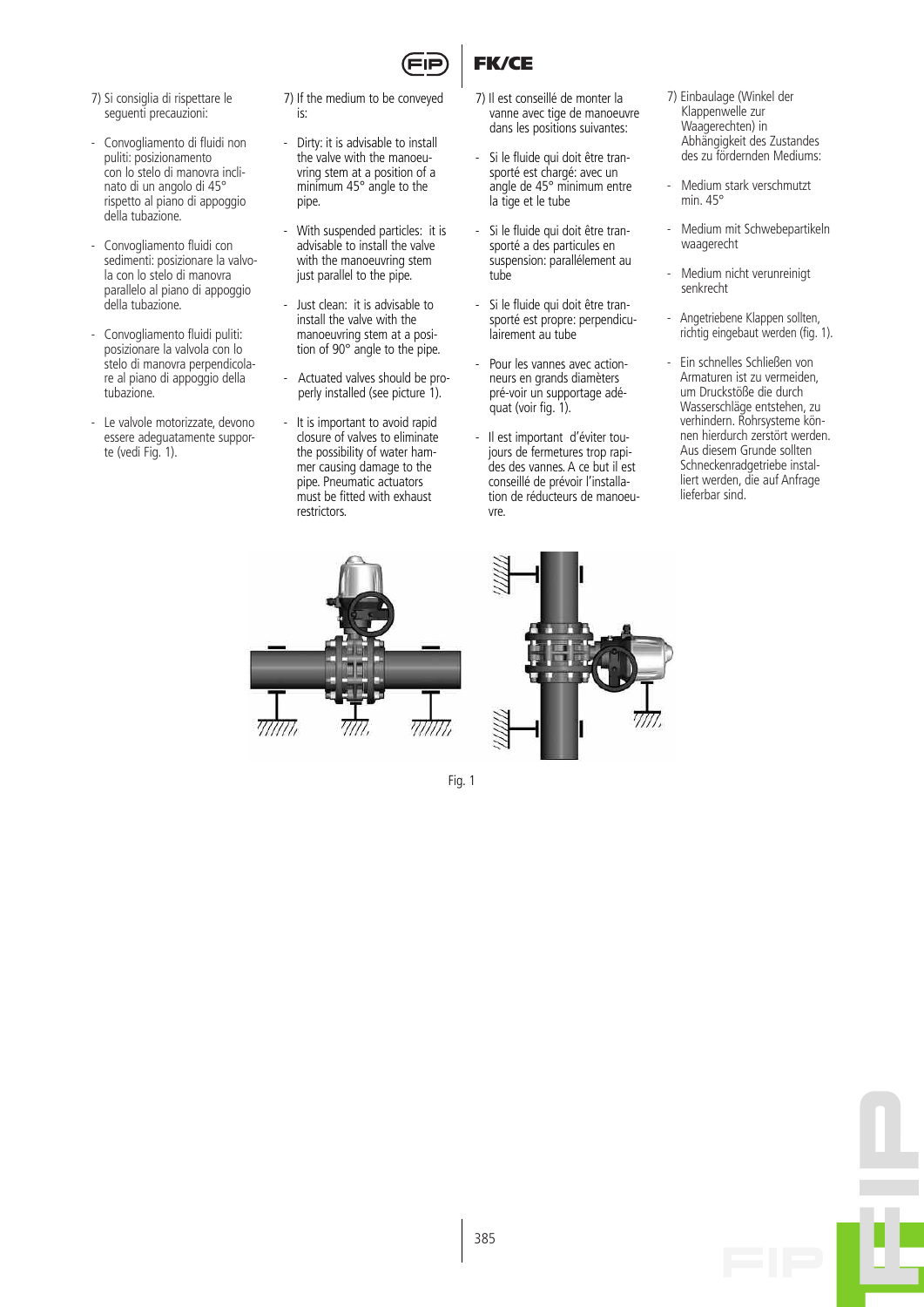7) Si consiglia di rispettare le seguenti precauzioni:

- Convogliamento di fluidi non puliti: posizionamento con lo stelo di manovra inclinato di un angolo di 45° rispetto al piano di appoggio della tubazione.
- Convogliamento fluidi con sedimenti: posizionare la valvola con lo stelo di manovra parallelo al piano di appoggio della tubazione.
- Convogliamento fluidi puliti: posizionare la valvola con lo stelo di manovra perpendicolare al piano di appoggio della tubazione.
- Le valvole motorizzate, devono essere adeguatamente supportate (vedi Fig. 1).

7) If the medium to be conveyed is:

- Dirty: it is advisable to install the valve with the manoeuvring stem at a position of a minimum 45° angle to the pipe.
- With suspended particles: it is advisable to install the valve with the manoeuvring stem just parallel to the pipe.
- Just clean: it is advisable to install the valve with the manoeuvring stem at a position of 90° angle to the pipe.
- Actuated valves should be properly installed (see picture 1).
- It is important to avoid rapid closure of valves to eliminate the possibility of water hammer causing damage to the pipe. Pneumatic actuators must be fitted with exhaust restrictors.

7) Il est conseillé de monter la vanne avec tige de manoeuvre dans les positions suivantes:

- Si le fluide qui doit être transporté est chargé: avec un angle de 45° minimum entre la tige et le tube
- Si le fluide qui doit être transporté a des particules en suspension: parallélement au tube
- Si le fluide qui doit être transporté est propre: perpendiculairement au tube
- Pour les vannes avec actionneurs en grands diamètres pré-voir un supportage adéquat (voir fig. 1).
- Il est important d'éviter toujours de fermetures trop rapides des vannes. A ce but il est conseillé de prévoir l'installation de réducteurs de manoeuvre.

7) Einbaulage (Winkel der Klappenwelle zur Waagerechten) in Abhängigkeit des Zustandes des zu fördernden Mediums:

- Medium stark verschmutzt min. 45°
- Medium mit Schwebepartikeln waagerecht
- Medium nicht verunreinigt senkrecht
- Angetriebene Klappen sollten, richtig eingebaut werden (fig. 1).
- Ein schnelles Schließen von Armaturen ist zu vermeiden, um Druckstöße die durch Wasserschläge entstehen, zu verhindern. Rohrsysteme können hierdurch zerstört werden. Aus diesem Grunde sollten Schneckenradgetriebe installiert werden, die auf Anfrage lieferbar sind.

Fig. 1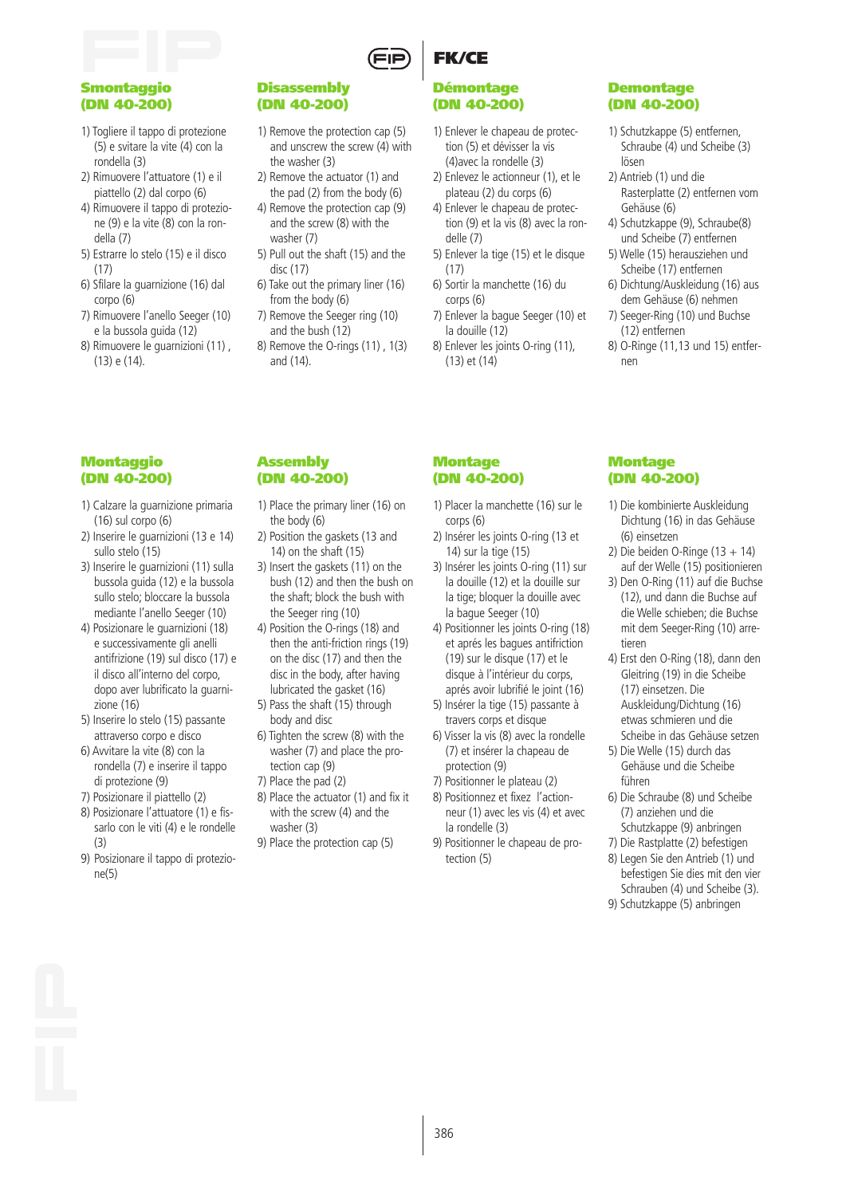## Smontaggio (DN 40-200)

1) Togliere il tappo di protezione (5) e svitare la vite (4) con la rondella (3)
2) Rimuovere l'attuatore (1) e il piattello (2) dal corpo (6)
4) Rimuovere il tappo di protezione (9) e la vite (8) con la rondella (7)
5) Estrarre lo stelo (15) e il disco (17)
6) Sfilare la guarnizione (16) dal corpo (6)
7) Rimuovere l'anello Seeger (10) e la bussola guida (12)
8) Rimuovere le guarnizioni (11) , (13) e (14).

## Disassembly (DN 40-200)

1) Remove the protection cap (5) and unscrew the screw (4) with the washer (3)
2) Remove the actuator (1) and the pad (2) from the body (6)
4) Remove the protection cap (9) and the screw (8) with the washer (7)
5) Pull out the shaft (15) and the disc (17)
6) Take out the primary liner (16) from the body (6)
7) Remove the Seeger ring (10) and the bush (12)
8) Remove the O-rings (11) , 1(3) and (14).

## Démontage (DN 40-200)

1) Enlever le chapeau de protection (5) et dévisser la vis (4)avec la rondelle (3)
2) Enlevez le actionneur (1), et le plateau (2) du corps (6)
4) Enlever le chapeau de protection (9) et la vis (8) avec la rondelle (7)
5) Enlever la tige (15) et le disque (17)
6) Sortir la manchette (16) du corps (6)
7) Enlever la bague Seeger (10) et la douille (12)
8) Enlever les joints O-ring (11), (13) et (14)

## Demontage (DN 40-200)

1) Schutzkappe (5) entfernen, Schraube (4) und Scheibe (3) lösen
2) Antrieb (1) und die Rasterplatte (2) entfernen vom Gehäuse (6)
4) Schutzkappe (9), Schraube(8) und Scheibe (7) entfernen
5) Welle (15) herausziehen und Scheibe (17) entfernen
6) Dichtung/Auskleidung (16) aus dem Gehäuse (6) nehmen
7) Seeger-Ring (10) und Buchse (12) entfernen
8) O-Ringe (11,13 und 15) entfernen

## Montaggio (DN 40-200)

1) Calzare la guarnizione primaria (16) sul corpo (6)
2) Inserire le guarnizioni (13 e 14) sullo stelo (15)
3) Inserire le guarnizioni (11) sulla bussola guida (12) e la bussola sullo stelo; bloccare la bussola mediante l'anello Seeger (10)
4) Posizionare le guarnizioni (18) e successivamente gli anelli antifrizione (19) sul disco (17) e il disco all'interno del corpo, dopo aver lubrificato la guarnizione (16)
5) Inserire lo stelo (15) passante attraverso corpo e disco
6) Avvitare la vite (8) con la rondella (7) e inserire il tappo di protezione (9)
7) Posizionare il piattello (2)
8) Posizionare l'attuatore (1) e fissarlo con le viti (4) e le rondelle (3)
9) Posizionare il tappo di protezione(5)

## Assembly (DN 40-200)

1) Place the primary liner (16) on the body (6)
2) Position the gaskets (13 and 14) on the shaft (15)
3) Insert the gaskets (11) on the bush (12) and then the bush on the shaft; block the bush with the Seeger ring (10)
4) Position the O-rings (18) and then the anti-friction rings (19) on the disc (17) and then the disc in the body, after having lubricated the gasket (16)
5) Pass the shaft (15) through body and disc
6) Tighten the screw (8) with the washer (7) and place the protection cap (9)
7) Place the pad (2)
8) Place the actuator (1) and fix it with the screw (4) and the washer (3)
9) Place the protection cap (5)

## Montage (DN 40-200)

1) Placer la manchette (16) sur le corps (6)
2) Insérer les joints O-ring (13 et 14) sur la tige (15)
3) Insérer les joints O-ring (11) sur la douille (12) et la douille sur la tige; bloquer la douille avec la bague Seeger (10)
4) Positionner les joints O-ring (18) et aprés les bagues antifriction (19) sur le disque (17) et le disque à l'intérieur du corps, aprés avoir lubrifié le joint (16)
5) Insérer la tige (15) passante à travers corps et disque
6) Visser la vis (8) avec la rondelle (7) et insérer la chapeau de protection (9)
7) Positionner le plateau (2)
8) Positionnez et fixez l'actionneur (1) avec les vis (4) et avec la rondelle (3)
9) Positionner le chapeau de protection (5)

## Montage (DN 40-200)

1) Die kombinierte Auskleidung Dichtung (16) in das Gehäuse (6) einsetzen
2) Die beiden O-Ringe (13 + 14) auf der Welle (15) positionieren
3) Den O-Ring (11) auf die Buchse (12), und dann die Buchse auf die Welle schieben; die Buchse mit dem Seeger-Ring (10) arretieren
4) Erst den O-Ring (18), dann den Gleitring (19) in die Scheibe (17) einsetzen. Die Auskleidung/Dichtung (16) etwas schmieren und die Scheibe in das Gehäuse setzen
5) Die Welle (15) durch das Gehäuse und die Scheibe führen
6) Die Schraube (8) und Scheibe (7) anziehen und die Schutzkappe (9) anbringen
7) Die Rastplatte (2) befestigen
8) Legen Sie den Antrieb (1) und befestigen Sie dies mit den vier Schrauben (4) und Scheibe (3).
9) Schutzkappe (5) anbringen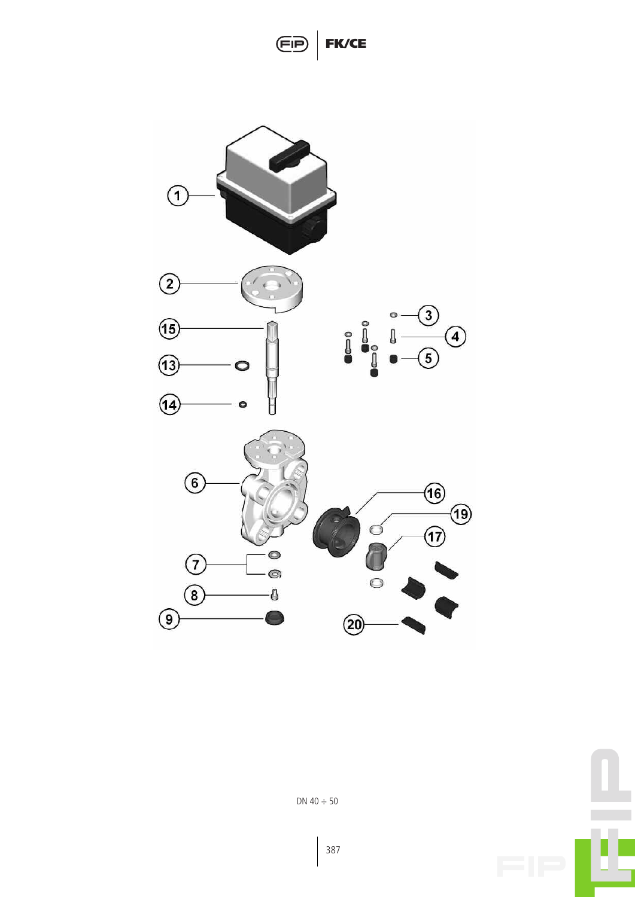DN 40 ÷ 50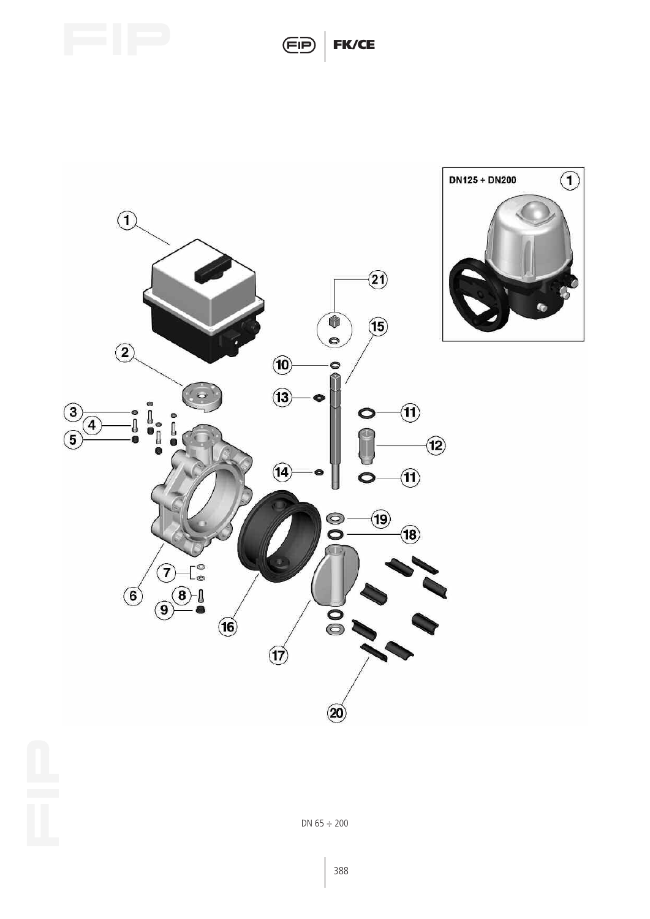DN125 ÷ DN200

DN 65 ÷ 200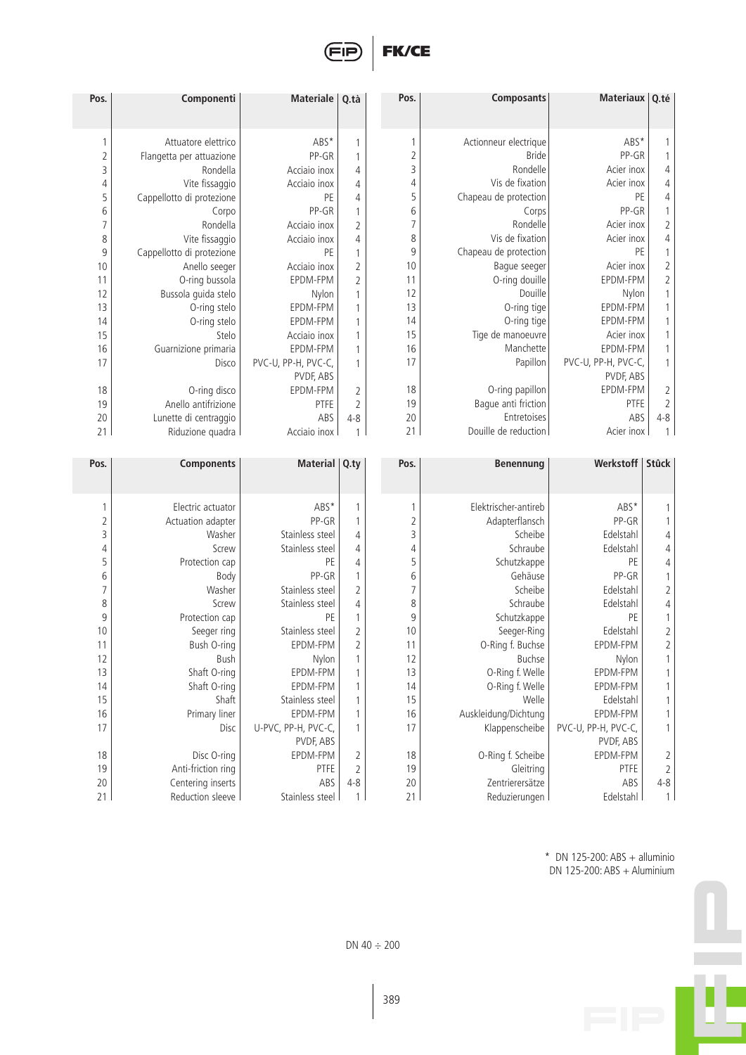| Pos. | Componenti | Materiale | Q.tà |
|---|---|---|---|
| 1 | Attuatore elettrico | ABS* | 1 |
| 2 | Flangetta per attuazione | PP-GR | 1 |
| 3 | Rondella | Acciaio inox | 4 |
| 4 | Vite fissaggio | Acciaio inox | 4 |
| 5 | Cappellotto di protezione | PE | 4 |
| 6 | Corpo | PP-GR | 1 |
| 7 | Rondella | Acciaio inox | 2 |
| 8 | Vite fissaggio | Acciaio inox | 4 |
| 9 | Cappellotto di protezione | PE | 1 |
| 10 | Anello seeger | Acciaio inox | 2 |
| 11 | O-ring bussola | EPDM-FPM | 2 |
| 12 | Bussola guida stelo | Nylon | 1 |
| 13 | O-ring stelo | EPDM-FPM | 1 |
| 14 | O-ring stelo | EPDM-FPM | 1 |
| 15 | Stelo | Acciaio inox | 1 |
| 16 | Guarnizione primaria | EPDM-FPM | 1 |
| 17 | Disco | PVC-U, PP-H, PVC-C, PVDF, ABS | 1 |
| 18 | O-ring disco | EPDM-FPM | 2 |
| 19 | Anello antifrizione | PTFE | 2 |
| 20 | Lunette di centraggio | ABS | 4-8 |
| 21 | Riduzione quadra | Acciaio inox | 1 |

| Pos. | Composants | Materiaux | Q.té |
|---|---|---|---|
| 1 | Actionneur electrique | ABS* | 1 |
| 2 | Bride | PP-GR | 1 |
| 3 | Rondelle | Acier inox | 4 |
| 4 | Vis de fixation | Acier inox | 4 |
| 5 | Chapeau de protection | PE | 4 |
| 6 | Corps | PP-GR | 1 |
| 7 | Rondelle | Acier inox | 2 |
| 8 | Vis de fixation | Acier inox | 4 |
| 9 | Chapeau de protection | PE | 1 |
| 10 | Bague seeger | Acier inox | 2 |
| 11 | O-ring douille | EPDM-FPM | 2 |
| 12 | Douille | Nylon | 1 |
| 13 | O-ring tige | EPDM-FPM | 1 |
| 14 | O-ring tige | EPDM-FPM | 1 |
| 15 | Tige de manoeuvre | Acier inox | 1 |
| 16 | Manchette | EPDM-FPM | 1 |
| 17 | Papillon | PVC-U, PP-H, PVC-C, PVDF, ABS | 1 |
| 18 | O-ring papillon | EPDM-FPM | 2 |
| 19 | Bague anti friction | PTFE | 2 |
| 20 | Entretoises | ABS | 4-8 |
| 21 | Douille de reduction | Acier inox | 1 |

| Pos. | Components | Material | Q.ty |
|---|---|---|---|
| 1 | Electric actuator | ABS* | 1 |
| 2 | Actuation adapter | PP-GR | 1 |
| 3 | Washer | Stainless steel | 4 |
| 4 | Screw | Stainless steel | 4 |
| 5 | Protection cap | PE | 4 |
| 6 | Body | PP-GR | 1 |
| 7 | Washer | Stainless steel | 2 |
| 8 | Screw | Stainless steel | 4 |
| 9 | Protection cap | PE | 1 |
| 10 | Seeger ring | Stainless steel | 2 |
| 11 | Bush O-ring | EPDM-FPM | 2 |
| 12 | Bush | Nylon | 1 |
| 13 | Shaft O-ring | EPDM-FPM | 1 |
| 14 | Shaft O-ring | EPDM-FPM | 1 |
| 15 | Shaft | Stainless steel | 1 |
| 16 | Primary liner | EPDM-FPM | 1 |
| 17 | Disc | U-PVC, PP-H, PVC-C, PVDF, ABS | 1 |
| 18 | Disc O-ring | EPDM-FPM | 2 |
| 19 | Anti-friction ring | PTFE | 2 |
| 20 | Centering inserts | ABS | 4-8 |
| 21 | Reduction sleeve | Stainless steel | 1 |

| Pos. | Benennung | Werkstoff | Stück |
|---|---|---|---|
| 1 | Elektrischer-antireb | ABS* | 1 |
| 2 | Adapterflansch | PP-GR | 1 |
| 3 | Scheibe | Edelstahl | 4 |
| 4 | Schraube | Edelstahl | 4 |
| 5 | Schutzkappe | PE | 4 |
| 6 | Gehäuse | PP-GR | 1 |
| 7 | Scheibe | Edelstahl | 2 |
| 8 | Schraube | Edelstahl | 4 |
| 9 | Schutzkappe | PE | 1 |
| 10 | Seeger-Ring | Edelstahl | 2 |
| 11 | O-Ring f. Buchse | EPDM-FPM | 2 |
| 12 | Buchse | Nylon | 1 |
| 13 | O-Ring f. Welle | EPDM-FPM | 1 |
| 14 | O-Ring f. Welle | EPDM-FPM | 1 |
| 15 | Welle | Edelstahl | 1 |
| 16 | Auskleidung/Dichtung | EPDM-FPM | 1 |
| 17 | Klappenscheibe | PVC-U, PP-H, PVC-C, PVDF, ABS | 1 |
| 18 | O-Ring f. Scheibe | EPDM-FPM | 2 |
| 19 | Gleitring | PTFE | 2 |
| 20 | Zentrierersätze | ABS | 4-8 |
| 21 | Reduzierungen | Edelstahl | 1 |

\* DN 125-200: ABS + alluminio
DN 125-200: ABS + Aluminium

DN 40 ÷ 200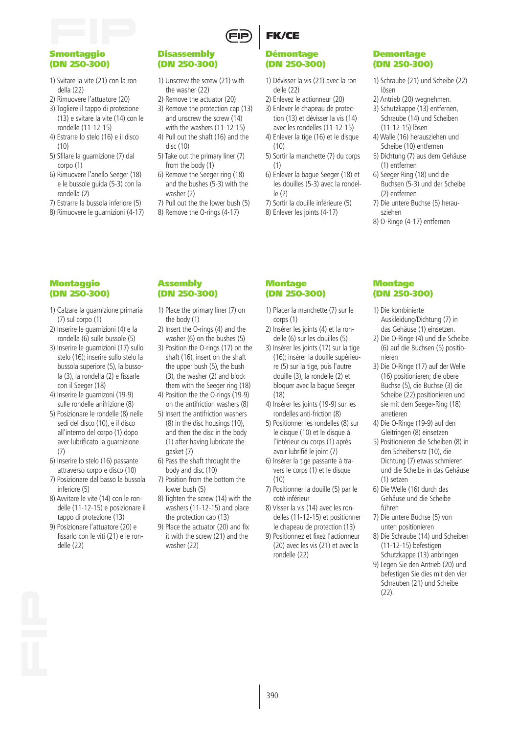## Smontaggio (DN 250-300)

1) Svitare la vite (21) con la rondella (22)
2) Rimuovere l'attuatore (20)
3) Togliere il tappo di protezione (13) e svitare la vite (14) con le rondelle (11-12-15)
4) Estrarre lo stelo (16) e il disco (10)
5) Sfilare la guarnizione (7) dal corpo (1)
6) Rimuovere l'anello Seeger (18) e le bussole guida (5-3) con la rondella (2)
7) Estrarre la bussola inferiore (5)
8) Rimuovere le guarnizioni (4-17)

## Disassembly (DN 250-300)

1) Unscrew the screw (21) with the washer (22)
2) Remove the actuator (20)
3) Remove the protection cap (13) and unscrew the screw (14) with the washers (11-12-15)
4) Pull out the shaft (16) and the disc (10)
5) Take out the primary liner (7) from the body (1)
6) Remove the Seeger ring (18) and the bushes (5-3) with the washer (2)
7) Pull out the lower bush (5)
8) Remove the O-rings (4-17)

## Démontage (DN 250-300)

1) Dévisser la vis (21) avec la rondelle (22)
2) Enlevez le actionneur (20)
3) Enlever le chapeau de protection (13) et dévisser la vis (14) avec les rondelles (11-12-15)
4) Enlever la tige (16) et le disque (10)
5) Sortir la manchette (7) du corps (1)
6) Enlever la bague Seeger (18) et les douilles (5-3) avec la rondelle (2)
7) Sortir la douille inférieure (5)
8) Enlever les joints (4-17)

## Demontage (DN 250-300)

1) Schraube (21) und Scheibe (22) lösen
2) Antrieb (20) wegnehmen.
3) Schutzkappe (13) entfernen, Schraube (14) und Scheiben (11-12-15) lösen
4) Walle (16) herausziehen und Scheibe (10) entfernen
5) Dichtung (7) aus dem Gehäuse (1) entfernen
6) Seeger-Ring (18) und die Buchsen (5-3) und der Scheibe (2) entfernen
7) Die untere Buchse (5) herausziehen
8) O-Ringe (4-17) entfernen

## Montaggio (DN 250-300)

1) Calzare la guarnizione primaria (7) sul corpo (1)
2) Inserire le guarnizioni (4) e la rondella (6) sulle bussole (5)
3) Inserire le guarnizioni (17) sullo stelo (16); inserire sullo stelo la bussola superiore (5), la bussola (3), la rondella (2) e fissarle con il Seeger (18)
4) Inserire le guarnizoni (19-9) sulle rondelle anifrizione (8)
5) Posizionare le rondelle (8) nelle sedi del disco (10), e il disco all'interno del corpo (1) dopo aver lubrificato la guarnizione (7)
6) Inserire lo stelo (16) passante attraverso corpo e disco (10)
7) Posizionare dal basso la bussola inferiore (5)
8) Avvitare le vite (14) con le rondelle (11-12-15) e posizionare il tappo di protezione (13)
9) Posizionare l'attuatore (20) e fissarlo con le viti (21) e le rondelle (22)

## Assembly (DN 250-300)

1) Place the primary liner (7) on the body (1)
2) Insert the O-rings (4) and the washer (6) on the bushes (5)
3) Position the O-rings (17) on the shaft (16), insert on the shaft the upper bush (5), the bush (3), the washer (2) and block them with the Seeger ring (18)
4) Position the the O-rings (19-9) on the antifriction washers (8)
5) Insert the antifriction washers (8) in the disc housings (10), and then the disc in the body (1) after having lubricate the gasket (7)
6) Pass the shaft throught the body and disc (10)
7) Position from the bottom the lower bush (5)
8) Tighten the screw (14) with the washers (11-12-15) and place the protection cap (13)
9) Place the actuator (20) and fix it with the screw (21) and the washer (22)

## Montage (DN 250-300)

1) Placer la manchette (7) sur le corps (1)
2) Insérer les joints (4) et la rondelle (6) sur les douilles (5)
3) Insérer les joints (17) sur la tige (16); insérer la douille supérieure (5) sur la tige, puis l'autre douille (3), la rondelle (2) et bloquer avec la bague Seeger (18)
4) Insérer les joints (19-9) sur les rondelles anti-friction (8)
5) Positionner les rondelles (8) sur le disque (10) et le disque à l'intérieur du corps (1) après avoir lubrifié le joint (7)
6) Insérer la tige passante à travers le corps (1) et le disque (10)
7) Positionner la douille (5) par le coté inférieur
8) Visser la vis (14) avec les rondelles (11-12-15) et positionner le chapeau de protection (13)
9) Positionnez et fixez l'actionneur (20) avec les vis (21) et avec la rondelle (22)

## Montage (DN 250-300)

1) Die kombinierte Auskleidung/Dichtung (7) in das Gehäuse (1) einsetzen.
2) Die O-Ringe (4) und die Scheibe (6) auf die Buchsen (5) positionieren
3) Die O-Ringe (17) auf der Welle (16) positionieren; die obere Buchse (5), die Buchse (3) die Scheibe (22) positionieren und sie mit dem Seeger-Ring (18) arretieren
4) Die O-Ringe (19-9) auf den Gleitringen (8) einsetzen
5) Positionieren die Scheiben (8) in den Scheibensitz (10), die Dichtung (7) etwas schmieren und die Scheibe in das Gehäuse (1) setzen
6) Die Welle (16) durch das Gehäuse und die Scheibe führen
7) Die untere Buchse (5) von unten positionieren
8) Die Schraube (14) und Scheiben (11-12-15) befestigen Schutzkappe (13) anbringen
9) Legen Sie den Antrieb (20) und befestigen Sie dies mit den vier Schrauben (21) und Scheibe (22).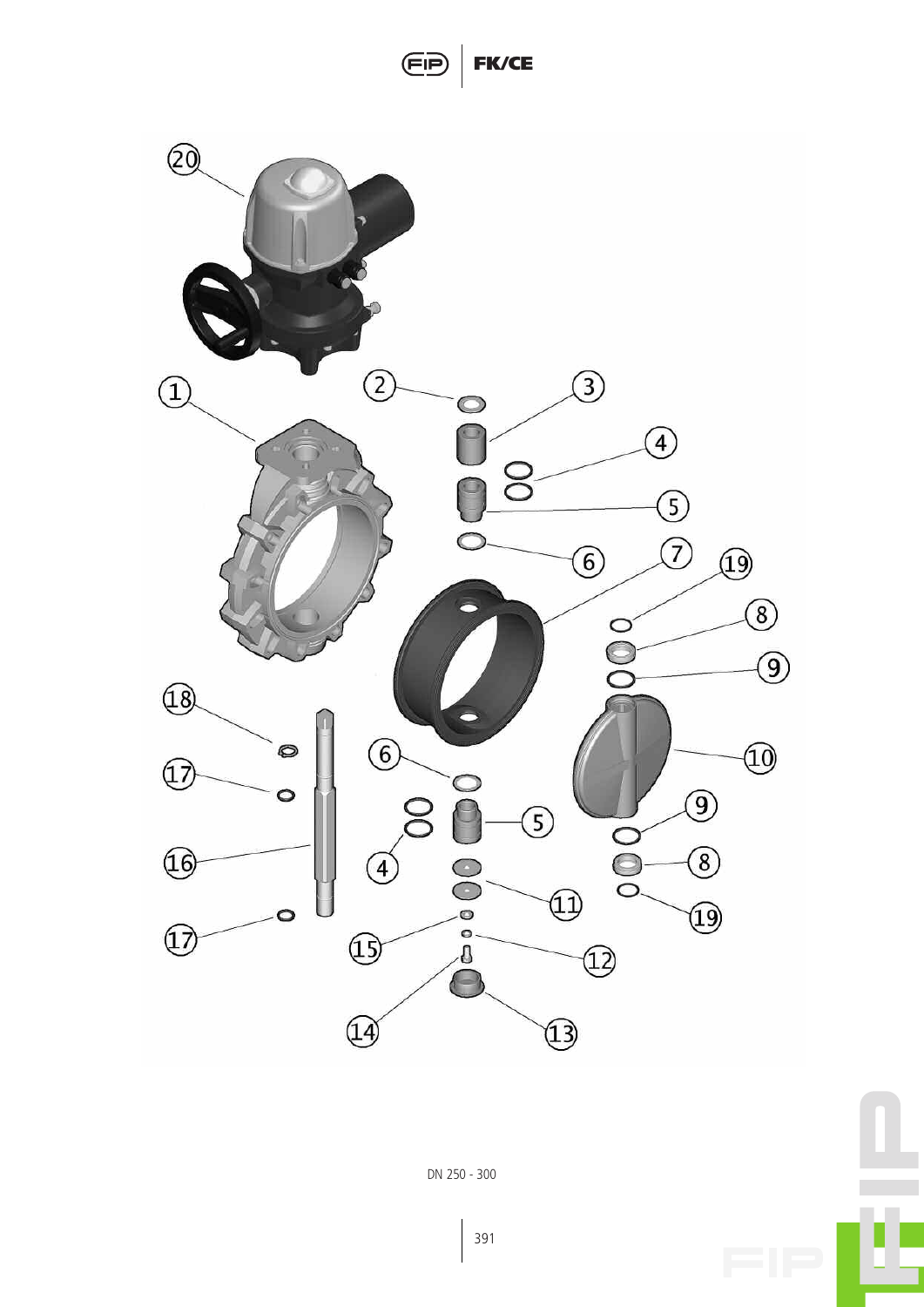DN 250 - 300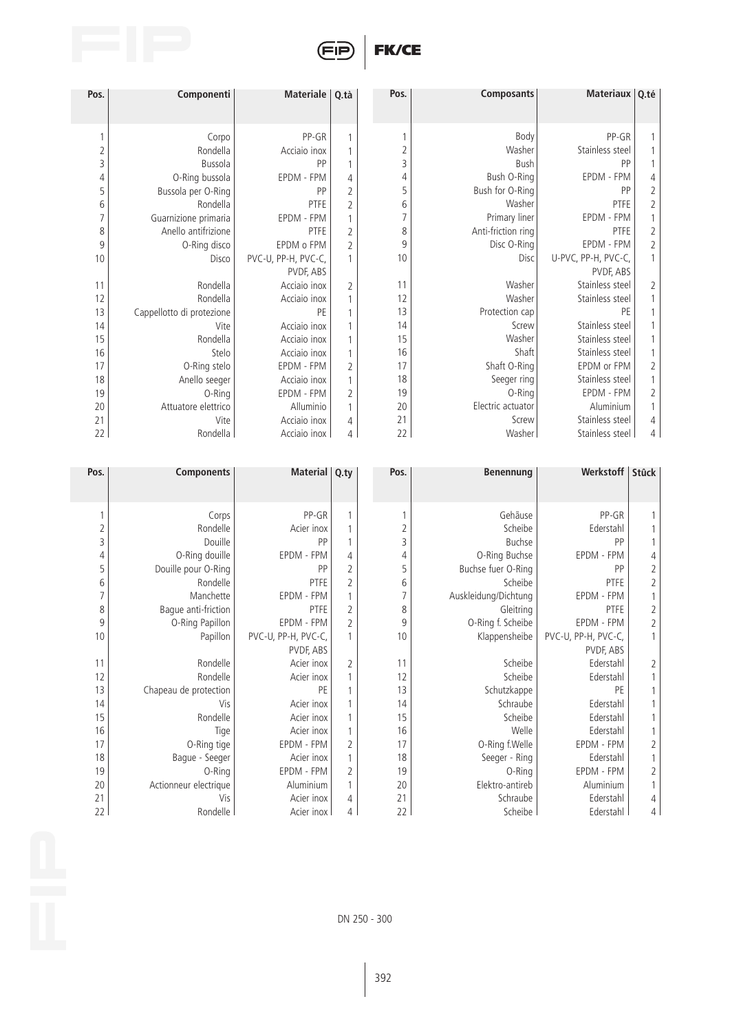| Pos. | Componenti | Materiale | Q.tà |
|---|---|---|---|
| 1 | Corpo | PP-GR | 1 |
| 2 | Rondella | Acciaio inox | 1 |
| 3 | Bussola | PP | 1 |
| 4 | O-Ring bussola | EPDM - FPM | 4 |
| 5 | Bussola per O-Ring | PP | 2 |
| 6 | Rondella | PTFE | 2 |
| 7 | Guarnizione primaria | EPDM - FPM | 1 |
| 8 | Anello antifrizione | PTFE | 2 |
| 9 | O-Ring disco | EPDM o FPM | 2 |
| 10 | Disco | PVC-U, PP-H, PVC-C, PVDF, ABS | 1 |
| 11 | Rondella | Acciaio inox | 2 |
| 12 | Rondella | Acciaio inox | 1 |
| 13 | Cappellotto di protezione | PE | 1 |
| 14 | Vite | Acciaio inox | 1 |
| 15 | Rondella | Acciaio inox | 1 |
| 16 | Stelo | Acciaio inox | 1 |
| 17 | O-Ring stelo | EPDM - FPM | 2 |
| 18 | Anello seeger | Acciaio inox | 1 |
| 19 | O-Ring | EPDM - FPM | 2 |
| 20 | Attuatore elettrico | Alluminio | 1 |
| 21 | Vite | Acciaio inox | 4 |
| 22 | Rondella | Acciaio inox | 4 |

| Pos. | Composants | Materiaux | Q.té |
|---|---|---|---|
| 1 | Body | PP-GR | 1 |
| 2 | Washer | Stainless steel | 1 |
| 3 | Bush | PP | 1 |
| 4 | Bush O-Ring | EPDM - FPM | 4 |
| 5 | Bush for O-Ring | PP | 2 |
| 6 | Washer | PTFE | 2 |
| 7 | Primary liner | EPDM - FPM | 1 |
| 8 | Anti-friction ring | PTFE | 2 |
| 9 | Disc O-Ring | EPDM - FPM | 2 |
| 10 | Disc | U-PVC, PP-H, PVC-C, PVDF, ABS | 1 |
| 11 | Washer | Stainless steel | 2 |
| 12 | Washer | Stainless steel | 1 |
| 13 | Protection cap | PE | 1 |
| 14 | Screw | Stainless steel | 1 |
| 15 | Washer | Stainless steel | 1 |
| 16 | Shaft | Stainless steel | 1 |
| 17 | Shaft O-Ring | EPDM or FPM | 2 |
| 18 | Seeger ring | Stainless steel | 1 |
| 19 | O-Ring | EPDM - FPM | 2 |
| 20 | Electric actuator | Aluminium | 1 |
| 21 | Screw | Stainless steel | 4 |
| 22 | Washer | Stainless steel | 4 |

| Pos. | Components | Material | Q.ty |
|---|---|---|---|
| 1 | Corps | PP-GR | 1 |
| 2 | Rondelle | Acier inox | 1 |
| 3 | Douille | PP | 1 |
| 4 | O-Ring douille | EPDM - FPM | 4 |
| 5 | Douille pour O-Ring | PP | 2 |
| 6 | Rondelle | PTFE | 2 |
| 7 | Manchette | EPDM - FPM | 1 |
| 8 | Bague anti-friction | PTFE | 2 |
| 9 | O-Ring Papillon | EPDM - FPM | 2 |
| 10 | Papillon | PVC-U, PP-H, PVC-C, PVDF, ABS | 1 |
| 11 | Rondelle | Acier inox | 2 |
| 12 | Rondelle | Acier inox | 1 |
| 13 | Chapeau de protection | PE | 1 |
| 14 | Vis | Acier inox | 1 |
| 15 | Rondelle | Acier inox | 1 |
| 16 | Tige | Acier inox | 1 |
| 17 | O-Ring tige | EPDM - FPM | 2 |
| 18 | Bague - Seeger | Acier inox | 1 |
| 19 | O-Ring | EPDM - FPM | 2 |
| 20 | Actionneur electrique | Aluminium | 1 |
| 21 | Vis | Acier inox | 4 |
| 22 | Rondelle | Acier inox | 4 |

| Pos. | Benennung | Werkstoff | Stück |
|---|---|---|---|
| 1 | Gehäuse | PP-GR | 1 |
| 2 | Scheibe | Ederstahl | 1 |
| 3 | Buchse | PP | 1 |
| 4 | O-Ring Buchse | EPDM - FPM | 4 |
| 5 | Buchse fuer O-Ring | PP | 2 |
| 6 | Scheibe | PTFE | 2 |
| 7 | Auskleidung/Dichtung | EPDM - FPM | 1 |
| 8 | Gleitring | PTFE | 2 |
| 9 | O-Ring f. Scheibe | EPDM - FPM | 2 |
| 10 | Klappensheibe | PVC-U, PP-H, PVC-C, PVDF, ABS | 1 |
| 11 | Scheibe | Ederstahl | 2 |
| 12 | Scheibe | Ederstahl | 1 |
| 13 | Schutzkappe | PE | 1 |
| 14 | Schraube | Ederstahl | 1 |
| 15 | Scheibe | Ederstahl | 1 |
| 16 | Welle | Ederstahl | 1 |
| 17 | O-Ring f.Welle | EPDM - FPM | 2 |
| 18 | Seeger - Ring | Ederstahl | 1 |
| 19 | O-Ring | EPDM - FPM | 2 |
| 20 | Elektro-antireb | Aluminium | 1 |
| 21 | Schraube | Ederstahl | 4 |
| 22 | Scheibe | Ederstahl | 4 |

DN 250 - 300